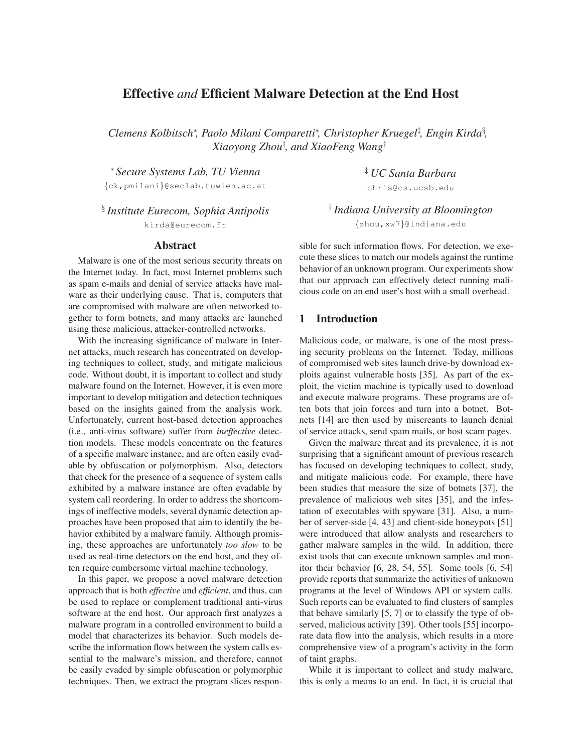# Effective *and* Efficient Malware Detection at the End Host

*Clemens Kolbitsch[*], Paolo Milani Comparetti[*], Christopher Kruegel[‡], Engin Kirda[§], Xiaoyong Zhou[†], and XiaoFeng Wang[†]*

[*] *Secure Systems Lab, TU Vienna*
{ck,pmilani}@seclab.tuwien.ac.at

[‡] *UC Santa Barbara*
chris@cs.ucsb.edu

[§] *Institute Eurecom, Sophia Antipolis*
kirda@eurecom.fr

[†] *Indiana University at Bloomington*
{zhou,xw7}@indiana.edu

## Abstract

Malware is one of the most serious security threats on the Internet today. In fact, most Internet problems such as spam e-mails and denial of service attacks have malware as their underlying cause. That is, computers that are compromised with malware are often networked together to form botnets, and many attacks are launched using these malicious, attacker-controlled networks.

With the increasing significance of malware in Internet attacks, much research has concentrated on developing techniques to collect, study, and mitigate malicious code. Without doubt, it is important to collect and study malware found on the Internet. However, it is even more important to develop mitigation and detection techniques based on the insights gained from the analysis work. Unfortunately, current host-based detection approaches (i.e., anti-virus software) suffer from *ineffective* detection models. These models concentrate on the features of a specific malware instance, and are often easily evadable by obfuscation or polymorphism. Also, detectors that check for the presence of a sequence of system calls exhibited by a malware instance are often evadable by system call reordering. In order to address the shortcomings of ineffective models, several dynamic detection approaches have been proposed that aim to identify the behavior exhibited by a malware family. Although promising, these approaches are unfortunately *too slow* to be used as real-time detectors on the end host, and they often require cumbersome virtual machine technology.

In this paper, we propose a novel malware detection approach that is both *effective* and *efficient*, and thus, can be used to replace or complement traditional anti-virus software at the end host. Our approach first analyzes a malware program in a controlled environment to build a model that characterizes its behavior. Such models describe the information flows between the system calls essential to the malware's mission, and therefore, cannot be easily evaded by simple obfuscation or polymorphic techniques. Then, we extract the program slices responsible for such information flows. For detection, we execute these slices to match our models against the runtime behavior of an unknown program. Our experiments show that our approach can effectively detect running malicious code on an end user's host with a small overhead.

## 1 Introduction

Malicious code, or malware, is one of the most pressing security problems on the Internet. Today, millions of compromised web sites launch drive-by download exploits against vulnerable hosts [35]. As part of the exploit, the victim machine is typically used to download and execute malware programs. These programs are often bots that join forces and turn into a botnet. Botnets [14] are then used by miscreants to launch denial of service attacks, send spam mails, or host scam pages.

Given the malware threat and its prevalence, it is not surprising that a significant amount of previous research has focused on developing techniques to collect, study, and mitigate malicious code. For example, there have been studies that measure the size of botnets [37], the prevalence of malicious web sites [35], and the infestation of executables with spyware [31]. Also, a number of server-side [4, 43] and client-side honeypots [51] were introduced that allow analysts and researchers to gather malware samples in the wild. In addition, there exist tools that can execute unknown samples and monitor their behavior [6, 28, 54, 55]. Some tools [6, 54] provide reports that summarize the activities of unknown programs at the level of Windows API or system calls. Such reports can be evaluated to find clusters of samples that behave similarly [5, 7] or to classify the type of observed, malicious activity [39]. Other tools [55] incorporate data flow into the analysis, which results in a more comprehensive view of a program's activity in the form of taint graphs.

While it is important to collect and study malware, this is only a means to an end. In fact, it is crucial that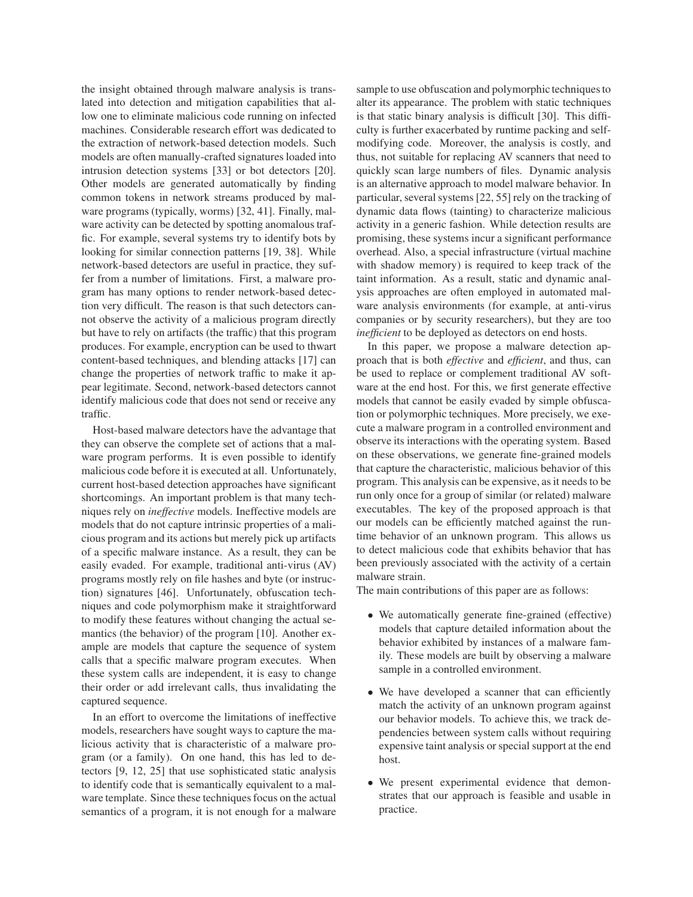the insight obtained through malware analysis is translated into detection and mitigation capabilities that allow one to eliminate malicious code running on infected machines. Considerable research effort was dedicated to the extraction of network-based detection models. Such models are often manually-crafted signatures loaded into intrusion detection systems [33] or bot detectors [20]. Other models are generated automatically by finding common tokens in network streams produced by malware programs (typically, worms) [32, 41]. Finally, malware activity can be detected by spotting anomalous traffic. For example, several systems try to identify bots by looking for similar connection patterns [19, 38]. While network-based detectors are useful in practice, they suffer from a number of limitations. First, a malware program has many options to render network-based detection very difficult. The reason is that such detectors cannot observe the activity of a malicious program directly but have to rely on artifacts (the traffic) that this program produces. For example, encryption can be used to thwart content-based techniques, and blending attacks [17] can change the properties of network traffic to make it appear legitimate. Second, network-based detectors cannot identify malicious code that does not send or receive any traffic.

Host-based malware detectors have the advantage that they can observe the complete set of actions that a malware program performs. It is even possible to identify malicious code before it is executed at all. Unfortunately, current host-based detection approaches have significant shortcomings. An important problem is that many techniques rely on *ineffective* models. Ineffective models are models that do not capture intrinsic properties of a malicious program and its actions but merely pick up artifacts of a specific malware instance. As a result, they can be easily evaded. For example, traditional anti-virus (AV) programs mostly rely on file hashes and byte (or instruction) signatures [46]. Unfortunately, obfuscation techniques and code polymorphism make it straightforward to modify these features without changing the actual semantics (the behavior) of the program [10]. Another example are models that capture the sequence of system calls that a specific malware program executes. When these system calls are independent, it is easy to change their order or add irrelevant calls, thus invalidating the captured sequence.

In an effort to overcome the limitations of ineffective models, researchers have sought ways to capture the malicious activity that is characteristic of a malware program (or a family). On one hand, this has led to detectors [9, 12, 25] that use sophisticated static analysis to identify code that is semantically equivalent to a malware template. Since these techniques focus on the actual semantics of a program, it is not enough for a malware sample to use obfuscation and polymorphic techniques to alter its appearance. The problem with static techniques is that static binary analysis is difficult [30]. This difficulty is further exacerbated by runtime packing and self-modifying code. Moreover, the analysis is costly, and thus, not suitable for replacing AV scanners that need to quickly scan large numbers of files. Dynamic analysis is an alternative approach to model malware behavior. In particular, several systems [22, 55] rely on the tracking of dynamic data flows (tainting) to characterize malicious activity in a generic fashion. While detection results are promising, these systems incur a significant performance overhead. Also, a special infrastructure (virtual machine with shadow memory) is required to keep track of the taint information. As a result, static and dynamic analysis approaches are often employed in automated malware analysis environments (for example, at anti-virus companies or by security researchers), but they are too *inefficient* to be deployed as detectors on end hosts.

In this paper, we propose a malware detection approach that is both *effective* and *efficient*, and thus, can be used to replace or complement traditional AV software at the end host. For this, we first generate effective models that cannot be easily evaded by simple obfuscation or polymorphic techniques. More precisely, we execute a malware program in a controlled environment and observe its interactions with the operating system. Based on these observations, we generate fine-grained models that capture the characteristic, malicious behavior of this program. This analysis can be expensive, as it needs to be run only once for a group of similar (or related) malware executables. The key of the proposed approach is that our models can be efficiently matched against the runtime behavior of an unknown program. This allows us to detect malicious code that exhibits behavior that has been previously associated with the activity of a certain malware strain.

The main contributions of this paper are as follows:

- We automatically generate fine-grained (effective) models that capture detailed information about the behavior exhibited by instances of a malware family. These models are built by observing a malware sample in a controlled environment.
- We have developed a scanner that can efficiently match the activity of an unknown program against our behavior models. To achieve this, we track dependencies between system calls without requiring expensive taint analysis or special support at the end host.
- We present experimental evidence that demonstrates that our approach is feasible and usable in practice.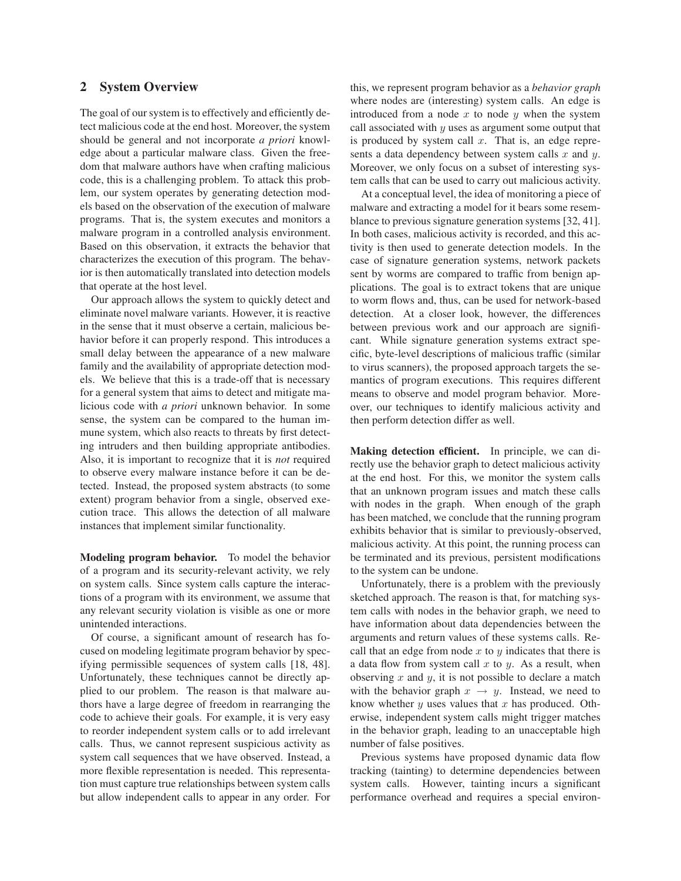## 2 System Overview

The goal of our system is to effectively and efficiently detect malicious code at the end host. Moreover, the system should be general and not incorporate *a priori* knowledge about a particular malware class. Given the freedom that malware authors have when crafting malicious code, this is a challenging problem. To attack this problem, our system operates by generating detection models based on the observation of the execution of malware programs. That is, the system executes and monitors a malware program in a controlled analysis environment. Based on this observation, it extracts the behavior that characterizes the execution of this program. The behavior is then automatically translated into detection models that operate at the host level.

Our approach allows the system to quickly detect and eliminate novel malware variants. However, it is reactive in the sense that it must observe a certain, malicious behavior before it can properly respond. This introduces a small delay between the appearance of a new malware family and the availability of appropriate detection models. We believe that this is a trade-off that is necessary for a general system that aims to detect and mitigate malicious code with *a priori* unknown behavior. In some sense, the system can be compared to the human immune system, which also reacts to threats by first detecting intruders and then building appropriate antibodies. Also, it is important to recognize that it is *not* required to observe every malware instance before it can be detected. Instead, the proposed system abstracts (to some extent) program behavior from a single, observed execution trace. This allows the detection of all malware instances that implement similar functionality.

**Modeling program behavior.** To model the behavior of a program and its security-relevant activity, we rely on system calls. Since system calls capture the interactions of a program with its environment, we assume that any relevant security violation is visible as one or more unintended interactions.

Of course, a significant amount of research has focused on modeling legitimate program behavior by specifying permissible sequences of system calls [18, 48]. Unfortunately, these techniques cannot be directly applied to our problem. The reason is that malware authors have a large degree of freedom in rearranging the code to achieve their goals. For example, it is very easy to reorder independent system calls or to add irrelevant calls. Thus, we cannot represent suspicious activity as system call sequences that we have observed. Instead, a more flexible representation is needed. This representation must capture true relationships between system calls but allow independent calls to appear in any order. For this, we represent program behavior as a *behavior graph* where nodes are (interesting) system calls. An edge is introduced from a node $x$ to node $y$ when the system call associated with $y$ uses as argument some output that is produced by system call $x$. That is, an edge represents a data dependency between system calls $x$ and $y$. Moreover, we only focus on a subset of interesting system calls that can be used to carry out malicious activity.

At a conceptual level, the idea of monitoring a piece of malware and extracting a model for it bears some resemblance to previous signature generation systems [32, 41]. In both cases, malicious activity is recorded, and this activity is then used to generate detection models. In the case of signature generation systems, network packets sent by worms are compared to traffic from benign applications. The goal is to extract tokens that are unique to worm flows and, thus, can be used for network-based detection. At a closer look, however, the differences between previous work and our approach are significant. While signature generation systems extract specific, byte-level descriptions of malicious traffic (similar to virus scanners), the proposed approach targets the semantics of program executions. This requires different means to observe and model program behavior. Moreover, our techniques to identify malicious activity and then perform detection differ as well.

**Making detection efficient.** In principle, we can directly use the behavior graph to detect malicious activity at the end host. For this, we monitor the system calls that an unknown program issues and match these calls with nodes in the graph. When enough of the graph has been matched, we conclude that the running program exhibits behavior that is similar to previously-observed, malicious activity. At this point, the running process can be terminated and its previous, persistent modifications to the system can be undone.

Unfortunately, there is a problem with the previously sketched approach. The reason is that, for matching system calls with nodes in the behavior graph, we need to have information about data dependencies between the arguments and return values of these systems calls. Recall that an edge from node $x$ to $y$ indicates that there is a data flow from system call $x$ to $y$. As a result, when observing $x$ and $y$, it is not possible to declare a match with the behavior graph $x \rightarrow y$. Instead, we need to know whether $y$ uses values that $x$ has produced. Otherwise, independent system calls might trigger matches in the behavior graph, leading to an unacceptable high number of false positives.

Previous systems have proposed dynamic data flow tracking (tainting) to determine dependencies between system calls. However, tainting incurs a significant performance overhead and requires a special environ-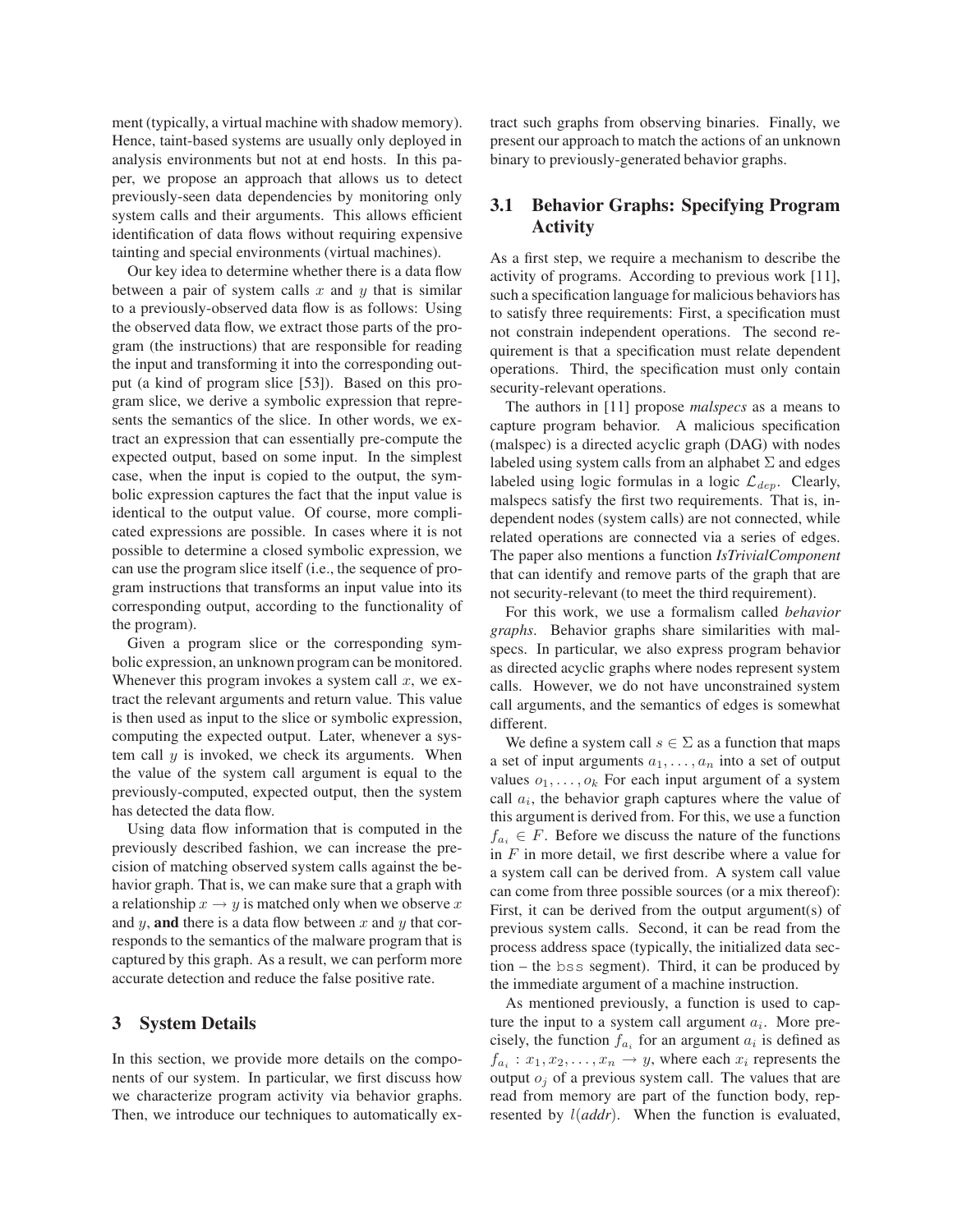ment (typically, a virtual machine with shadow memory). Hence, taint-based systems are usually only deployed in analysis environments but not at end hosts. In this paper, we propose an approach that allows us to detect previously-seen data dependencies by monitoring only system calls and their arguments. This allows efficient identification of data flows without requiring expensive tainting and special environments (virtual machines).

Our key idea to determine whether there is a data flow between a pair of system calls $x$ and $y$ that is similar to a previously-observed data flow is as follows: Using the observed data flow, we extract those parts of the program (the instructions) that are responsible for reading the input and transforming it into the corresponding output (a kind of program slice [53]). Based on this program slice, we derive a symbolic expression that represents the semantics of the slice. In other words, we extract an expression that can essentially pre-compute the expected output, based on some input. In the simplest case, when the input is copied to the output, the symbolic expression captures the fact that the input value is identical to the output value. Of course, more complicated expressions are possible. In cases where it is not possible to determine a closed symbolic expression, we can use the program slice itself (i.e., the sequence of program instructions that transforms an input value into its corresponding output, according to the functionality of the program).

Given a program slice or the corresponding symbolic expression, an unknown program can be monitored. Whenever this program invokes a system call $x$, we extract the relevant arguments and return value. This value is then used as input to the slice or symbolic expression, computing the expected output. Later, whenever a system call $y$ is invoked, we check its arguments. When the value of the system call argument is equal to the previously-computed, expected output, then the system has detected the data flow.

Using data flow information that is computed in the previously described fashion, we can increase the precision of matching observed system calls against the behavior graph. That is, we can make sure that a graph with a relationship $x \rightarrow y$ is matched only when we observe $x$ and $y$, **and** there is a data flow between $x$ and $y$ that corresponds to the semantics of the malware program that is captured by this graph. As a result, we can perform more accurate detection and reduce the false positive rate.

# 3 System Details

In this section, we provide more details on the components of our system. In particular, we first discuss how we characterize program activity via behavior graphs. Then, we introduce our techniques to automatically extract such graphs from observing binaries. Finally, we present our approach to match the actions of an unknown binary to previously-generated behavior graphs.

## 3.1 Behavior Graphs: Specifying Program Activity

As a first step, we require a mechanism to describe the activity of programs. According to previous work [11], such a specification language for malicious behaviors has to satisfy three requirements: First, a specification must not constrain independent operations. The second requirement is that a specification must relate dependent operations. Third, the specification must only contain security-relevant operations.

The authors in [11] propose *malspecs* as a means to capture program behavior. A malicious specification (malspec) is a directed acyclic graph (DAG) with nodes labeled using system calls from an alphabet $\Sigma$ and edges labeled using logic formulas in a logic $\mathcal{L}_{dep}$. Clearly, malspecs satisfy the first two requirements. That is, independent nodes (system calls) are not connected, while related operations are connected via a series of edges. The paper also mentions a function *IsTrivialComponent* that can identify and remove parts of the graph that are not security-relevant (to meet the third requirement).

For this work, we use a formalism called *behavior graphs*. Behavior graphs share similarities with malspecs. In particular, we also express program behavior as directed acyclic graphs where nodes represent system calls. However, we do not have unconstrained system call arguments, and the semantics of edges is somewhat different.

We define a system call $s \in \Sigma$ as a function that maps a set of input arguments $a_1, \ldots, a_n$ into a set of output values $o_1, \ldots, o_k$ For each input argument of a system call $a_i$, the behavior graph captures where the value of this argument is derived from. For this, we use a function $f_{a_i} \in F$. Before we discuss the nature of the functions in $F$ in more detail, we first describe where a value for a system call can be derived from. A system call value can come from three possible sources (or a mix thereof): First, it can be derived from the output argument(s) of previous system calls. Second, it can be read from the process address space (typically, the initialized data section – the bss segment). Third, it can be produced by the immediate argument of a machine instruction.

As mentioned previously, a function is used to capture the input to a system call argument $a_i$. More precisely, the function $f_{a_i}$ for an argument $a_i$ is defined as $f_{a_i} : x_1, x_2, \ldots, x_n \rightarrow y$, where each $x_i$ represents the output $o_j$ of a previous system call. The values that are read from memory are part of the function body, represented by $l(addr)$. When the function is evaluated,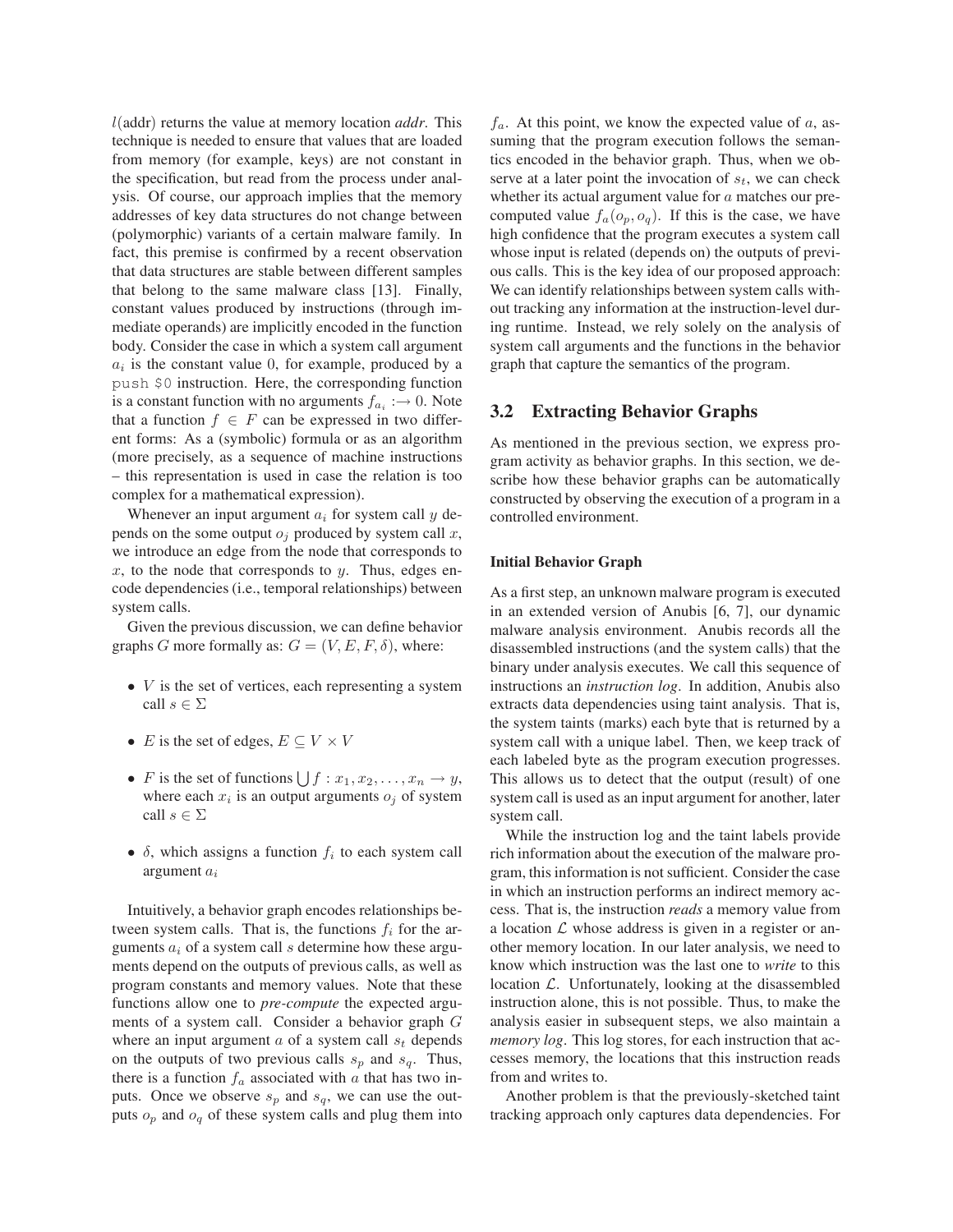$l(\text{addr})$ returns the value at memory location *addr*. This technique is needed to ensure that values that are loaded from memory (for example, keys) are not constant in the specification, but read from the process under analysis. Of course, our approach implies that the memory addresses of key data structures do not change between (polymorphic) variants of a certain malware family. In fact, this premise is confirmed by a recent observation that data structures are stable between different samples that belong to the same malware class [13]. Finally, constant values produced by instructions (through immediate operands) are implicitly encoded in the function body. Consider the case in which a system call argument $a_i$ is the constant value 0, for example, produced by a `push $0` instruction. Here, the corresponding function is a constant function with no arguments $f_{a_i} : \rightarrow 0$. Note that a function $f \in F$ can be expressed in two different forms: As a (symbolic) formula or as an algorithm (more precisely, as a sequence of machine instructions – this representation is used in case the relation is too complex for a mathematical expression).

Whenever an input argument $a_i$ for system call $y$ depends on the some output $o_j$ produced by system call $x$, we introduce an edge from the node that corresponds to $x$, to the node that corresponds to $y$. Thus, edges encode dependencies (i.e., temporal relationships) between system calls.

Given the previous discussion, we can define behavior graphs $G$ more formally as: $G = (V, E, F, \delta)$, where:

- $V$ is the set of vertices, each representing a system call $s \in \Sigma$
- $E$ is the set of edges, $E \subseteq V \times V$
- $F$ is the set of functions $\bigcup f : x_1, x_2, \ldots, x_n \rightarrow y$, where each $x_i$ is an output arguments $o_j$ of system call $s \in \Sigma$
- $\delta$, which assigns a function $f_i$ to each system call argument $a_i$

Intuitively, a behavior graph encodes relationships between system calls. That is, the functions $f_i$ for the arguments $a_i$ of a system call $s$ determine how these arguments depend on the outputs of previous calls, as well as program constants and memory values. Note that these functions allow one to *pre-compute* the expected arguments of a system call. Consider a behavior graph $G$ where an input argument $a$ of a system call $s_t$ depends on the outputs of two previous calls $s_p$ and $s_q$. Thus, there is a function $f_a$ associated with $a$ that has two inputs. Once we observe $s_p$ and $s_q$, we can use the outputs $o_p$ and $o_q$ of these system calls and plug them into $f_a$. At this point, we know the expected value of $a$, assuming that the program execution follows the semantics encoded in the behavior graph. Thus, when we observe at a later point the invocation of $s_t$, we can check whether its actual argument value for $a$ matches our precomputed value $f_a(o_p, o_q)$. If this is the case, we have high confidence that the program executes a system call whose input is related (depends on) the outputs of previous calls. This is the key idea of our proposed approach: We can identify relationships between system calls without tracking any information at the instruction-level during runtime. Instead, we rely solely on the analysis of system call arguments and the functions in the behavior graph that capture the semantics of the program.

## 3.2 Extracting Behavior Graphs

As mentioned in the previous section, we express program activity as behavior graphs. In this section, we describe how these behavior graphs can be automatically constructed by observing the execution of a program in a controlled environment.

#### Initial Behavior Graph

As a first step, an unknown malware program is executed in an extended version of Anubis [6, 7], our dynamic malware analysis environment. Anubis records all the disassembled instructions (and the system calls) that the binary under analysis executes. We call this sequence of instructions an *instruction log*. In addition, Anubis also extracts data dependencies using taint analysis. That is, the system taints (marks) each byte that is returned by a system call with a unique label. Then, we keep track of each labeled byte as the program execution progresses. This allows us to detect that the output (result) of one system call is used as an input argument for another, later system call.

While the instruction log and the taint labels provide rich information about the execution of the malware program, this information is not sufficient. Consider the case in which an instruction performs an indirect memory access. That is, the instruction *reads* a memory value from a location $\mathcal{L}$ whose address is given in a register or another memory location. In our later analysis, we need to know which instruction was the last one to *write* to this location $\mathcal{L}$. Unfortunately, looking at the disassembled instruction alone, this is not possible. Thus, to make the analysis easier in subsequent steps, we also maintain a *memory log*. This log stores, for each instruction that accesses memory, the locations that this instruction reads from and writes to.

Another problem is that the previously-sketched taint tracking approach only captures data dependencies. For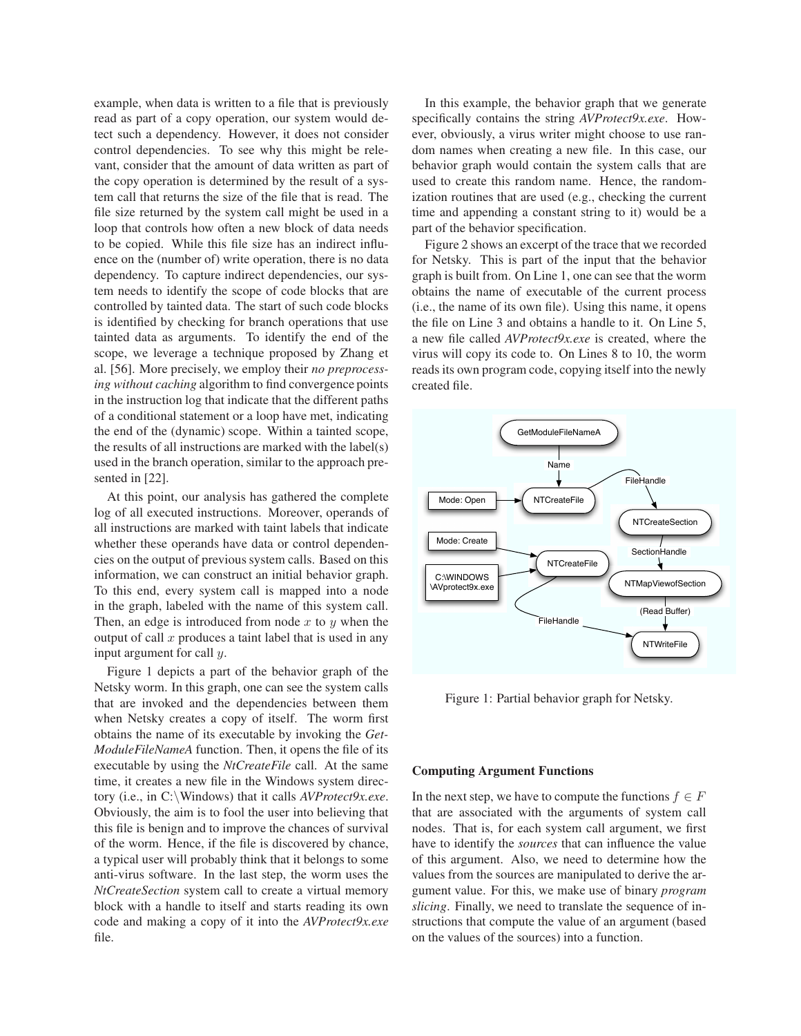example, when data is written to a file that is previously read as part of a copy operation, our system would detect such a dependency. However, it does not consider control dependencies. To see why this might be relevant, consider that the amount of data written as part of the copy operation is determined by the result of a system call that returns the size of the file that is read. The file size returned by the system call might be used in a loop that controls how often a new block of data needs to be copied. While this file size has an indirect influence on the (number of) write operation, there is no data dependency. To capture indirect dependencies, our system needs to identify the scope of code blocks that are controlled by tainted data. The start of such code blocks is identified by checking for branch operations that use tainted data as arguments. To identify the end of the scope, we leverage a technique proposed by Zhang et al. [56]. More precisely, we employ their *no preprocessing without caching* algorithm to find convergence points in the instruction log that indicate that the different paths of a conditional statement or a loop have met, indicating the end of the (dynamic) scope. Within a tainted scope, the results of all instructions are marked with the label(s) used in the branch operation, similar to the approach presented in [22].

At this point, our analysis has gathered the complete log of all executed instructions. Moreover, operands of all instructions are marked with taint labels that indicate whether these operands have data or control dependencies on the output of previous system calls. Based on this information, we can construct an initial behavior graph. To this end, every system call is mapped into a node in the graph, labeled with the name of this system call. Then, an edge is introduced from node $x$ to $y$ when the output of call $x$ produces a taint label that is used in any input argument for call $y$.

Figure 1 depicts a part of the behavior graph of the Netsky worm. In this graph, one can see the system calls that are invoked and the dependencies between them when Netsky creates a copy of itself. The worm first obtains the name of its executable by invoking the *GetModuleFileNameA* function. Then, it opens the file of its executable by using the *NtCreateFile* call. At the same time, it creates a new file in the Windows system directory (i.e., in C:\Windows) that it calls *AVProtect9x.exe*. Obviously, the aim is to fool the user into believing that this file is benign and to improve the chances of survival of the worm. Hence, if the file is discovered by chance, a typical user will probably think that it belongs to some anti-virus software. In the last step, the worm uses the *NtCreateSection* system call to create a virtual memory block with a handle to itself and starts reading its own code and making a copy of it into the *AVProtect9x.exe* file.

In this example, the behavior graph that we generate specifically contains the string *AVProtect9x.exe*. However, obviously, a virus writer might choose to use random names when creating a new file. In this case, our behavior graph would contain the system calls that are used to create this random name. Hence, the randomization routines that are used (e.g., checking the current time and appending a constant string to it) would be a part of the behavior specification.

Figure 2 shows an excerpt of the trace that we recorded for Netsky. This is part of the input that the behavior graph is built from. On Line 1, one can see that the worm obtains the name of executable of the current process (i.e., the name of its own file). Using this name, it opens the file on Line 3 and obtains a handle to it. On Line 5, a new file called *AVProtect9x.exe* is created, where the virus will copy its code to. On Lines 8 to 10, the worm reads its own program code, copying itself into the newly created file.

Figure 1: Partial behavior graph for Netsky.

### Computing Argument Functions

In the next step, we have to compute the functions $f \in F$ that are associated with the arguments of system call nodes. That is, for each system call argument, we first have to identify the *sources* that can influence the value of this argument. Also, we need to determine how the values from the sources are manipulated to derive the argument value. For this, we make use of binary *program slicing*. Finally, we need to translate the sequence of instructions that compute the value of an argument (based on the values of the sources) into a function.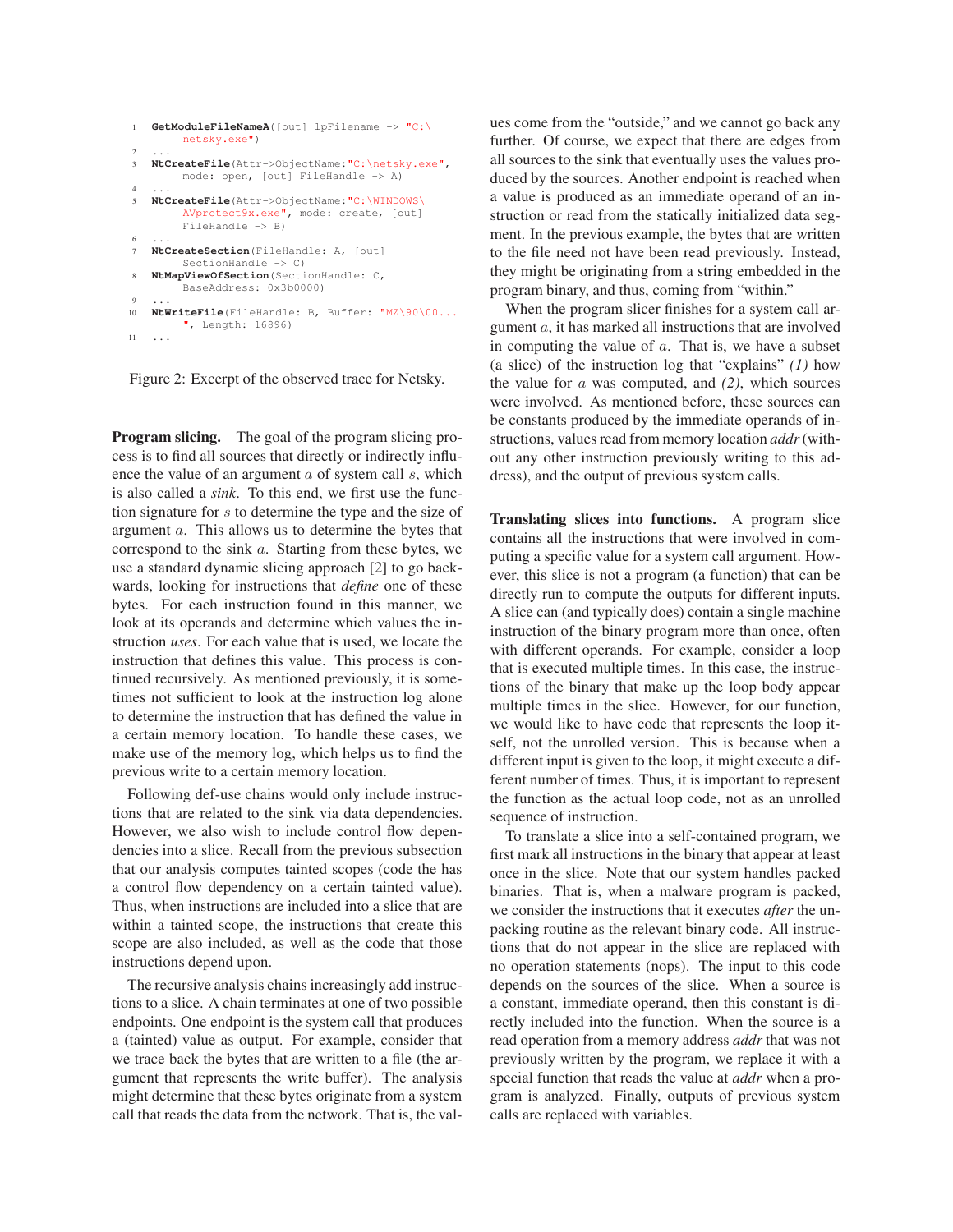```
1  GetModuleFileNameA([out] lpFilename -> "C:\
       netsky.exe")
2  ...
3  NtCreateFile(Attr->ObjectName:"C:\netsky.exe",
       mode: open, [out] FileHandle -> A)
4  ...
5  NtCreateFile(Attr->ObjectName:"C:\WINDOWS\
       AVprotect9x.exe", mode: create, [out]
       FileHandle -> B)
6  ...
7  NtCreateSection(FileHandle: A, [out]
       SectionHandle -> C)
8  NtMapViewOfSection(SectionHandle: C,
       BaseAddress: 0x3b0000)
9  ...
10 NtWriteFile(FileHandle: B, Buffer: "MZ\90\00...
       ", Length: 16896)
11 ...
```

Figure 2: Excerpt of the observed trace for Netsky.

**Program slicing.** The goal of the program slicing process is to find all sources that directly or indirectly influence the value of an argument $a$ of system call $s$, which is also called a *sink*. To this end, we first use the function signature for $s$ to determine the type and the size of argument $a$. This allows us to determine the bytes that correspond to the sink $a$. Starting from these bytes, we use a standard dynamic slicing approach [2] to go backwards, looking for instructions that *define* one of these bytes. For each instruction found in this manner, we look at its operands and determine which values the instruction *uses*. For each value that is used, we locate the instruction that defines this value. This process is continued recursively. As mentioned previously, it is sometimes not sufficient to look at the instruction log alone to determine the instruction that has defined the value in a certain memory location. To handle these cases, we make use of the memory log, which helps us to find the previous write to a certain memory location.

Following def-use chains would only include instructions that are related to the sink via data dependencies. However, we also wish to include control flow dependencies into a slice. Recall from the previous subsection that our analysis computes tainted scopes (code the has a control flow dependency on a certain tainted value). Thus, when instructions are included into a slice that are within a tainted scope, the instructions that create this scope are also included, as well as the code that those instructions depend upon.

The recursive analysis chains increasingly add instructions to a slice. A chain terminates at one of two possible endpoints. One endpoint is the system call that produces a (tainted) value as output. For example, consider that we trace back the bytes that are written to a file (the argument that represents the write buffer). The analysis might determine that these bytes originate from a system call that reads the data from the network. That is, the values come from the "outside," and we cannot go back any further. Of course, we expect that there are edges from all sources to the sink that eventually uses the values produced by the sources. Another endpoint is reached when a value is produced as an immediate operand of an instruction or read from the statically initialized data segment. In the previous example, the bytes that are written to the file need not have been read previously. Instead, they might be originating from a string embedded in the program binary, and thus, coming from "within."

When the program slicer finishes for a system call argument $a$, it has marked all instructions that are involved in computing the value of $a$. That is, we have a subset (a slice) of the instruction log that "explains" *(1)* how the value for $a$ was computed, and *(2)*, which sources were involved. As mentioned before, these sources can be constants produced by the immediate operands of instructions, values read from memory location *addr* (without any other instruction previously writing to this address), and the output of previous system calls.

**Translating slices into functions.** A program slice contains all the instructions that were involved in computing a specific value for a system call argument. However, this slice is not a program (a function) that can be directly run to compute the outputs for different inputs. A slice can (and typically does) contain a single machine instruction of the binary program more than once, often with different operands. For example, consider a loop that is executed multiple times. In this case, the instructions of the binary that make up the loop body appear multiple times in the slice. However, for our function, we would like to have code that represents the loop itself, not the unrolled version. This is because when a different input is given to the loop, it might execute a different number of times. Thus, it is important to represent the function as the actual loop code, not as an unrolled sequence of instruction.

To translate a slice into a self-contained program, we first mark all instructions in the binary that appear at least once in the slice. Note that our system handles packed binaries. That is, when a malware program is packed, we consider the instructions that it executes *after* the unpacking routine as the relevant binary code. All instructions that do not appear in the slice are replaced with no operation statements (nops). The input to this code depends on the sources of the slice. When a source is a constant, immediate operand, then this constant is directly included into the function. When the source is a read operation from a memory address *addr* that was not previously written by the program, we replace it with a special function that reads the value at *addr* when a program is analyzed. Finally, outputs of previous system calls are replaced with variables.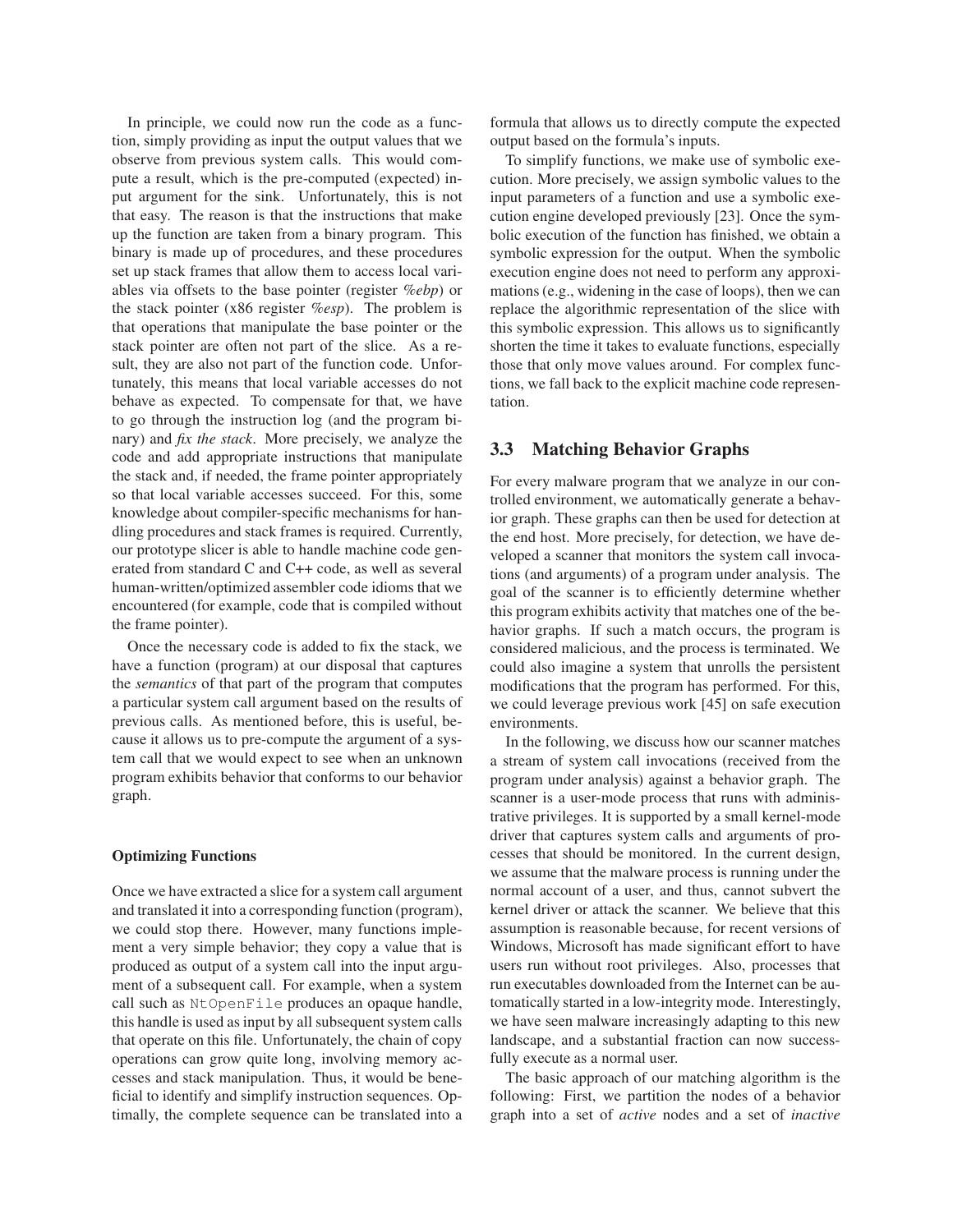In principle, we could now run the code as a function, simply providing as input the output values that we observe from previous system calls. This would compute a result, which is the pre-computed (expected) input argument for the sink. Unfortunately, this is not that easy. The reason is that the instructions that make up the function are taken from a binary program. This binary is made up of procedures, and these procedures set up stack frames that allow them to access local variables via offsets to the base pointer (register *%ebp*) or the stack pointer (x86 register *%esp*). The problem is that operations that manipulate the base pointer or the stack pointer are often not part of the slice. As a result, they are also not part of the function code. Unfortunately, this means that local variable accesses do not behave as expected. To compensate for that, we have to go through the instruction log (and the program binary) and *fix the stack*. More precisely, we analyze the code and add appropriate instructions that manipulate the stack and, if needed, the frame pointer appropriately so that local variable accesses succeed. For this, some knowledge about compiler-specific mechanisms for handling procedures and stack frames is required. Currently, our prototype slicer is able to handle machine code generated from standard C and C++ code, as well as several human-written/optimized assembler code idioms that we encountered (for example, code that is compiled without the frame pointer).

Once the necessary code is added to fix the stack, we have a function (program) at our disposal that captures the *semantics* of that part of the program that computes a particular system call argument based on the results of previous calls. As mentioned before, this is useful, because it allows us to pre-compute the argument of a system call that we would expect to see when an unknown program exhibits behavior that conforms to our behavior graph.

**Optimizing Functions**

Once we have extracted a slice for a system call argument and translated it into a corresponding function (program), we could stop there. However, many functions implement a very simple behavior; they copy a value that is produced as output of a system call into the input argument of a subsequent call. For example, when a system call such as `NtOpenFile` produces an opaque handle, this handle is used as input by all subsequent system calls that operate on this file. Unfortunately, the chain of copy operations can grow quite long, involving memory accesses and stack manipulation. Thus, it would be beneficial to identify and simplify instruction sequences. Optimally, the complete sequence can be translated into a formula that allows us to directly compute the expected output based on the formula's inputs.

To simplify functions, we make use of symbolic execution. More precisely, we assign symbolic values to the input parameters of a function and use a symbolic execution engine developed previously [23]. Once the symbolic execution of the function has finished, we obtain a symbolic expression for the output. When the symbolic execution engine does not need to perform any approximations (e.g., widening in the case of loops), then we can replace the algorithmic representation of the slice with this symbolic expression. This allows us to significantly shorten the time it takes to evaluate functions, especially those that only move values around. For complex functions, we fall back to the explicit machine code representation.

## 3.3 Matching Behavior Graphs

For every malware program that we analyze in our controlled environment, we automatically generate a behavior graph. These graphs can then be used for detection at the end host. More precisely, for detection, we have developed a scanner that monitors the system call invocations (and arguments) of a program under analysis. The goal of the scanner is to efficiently determine whether this program exhibits activity that matches one of the behavior graphs. If such a match occurs, the program is considered malicious, and the process is terminated. We could also imagine a system that unrolls the persistent modifications that the program has performed. For this, we could leverage previous work [45] on safe execution environments.

In the following, we discuss how our scanner matches a stream of system call invocations (received from the program under analysis) against a behavior graph. The scanner is a user-mode process that runs with administrative privileges. It is supported by a small kernel-mode driver that captures system calls and arguments of processes that should be monitored. In the current design, we assume that the malware process is running under the normal account of a user, and thus, cannot subvert the kernel driver or attack the scanner. We believe that this assumption is reasonable because, for recent versions of Windows, Microsoft has made significant effort to have users run without root privileges. Also, processes that run executables downloaded from the Internet can be automatically started in a low-integrity mode. Interestingly, we have seen malware increasingly adapting to this new landscape, and a substantial fraction can now successfully execute as a normal user.

The basic approach of our matching algorithm is the following: First, we partition the nodes of a behavior graph into a set of *active* nodes and a set of *inactive*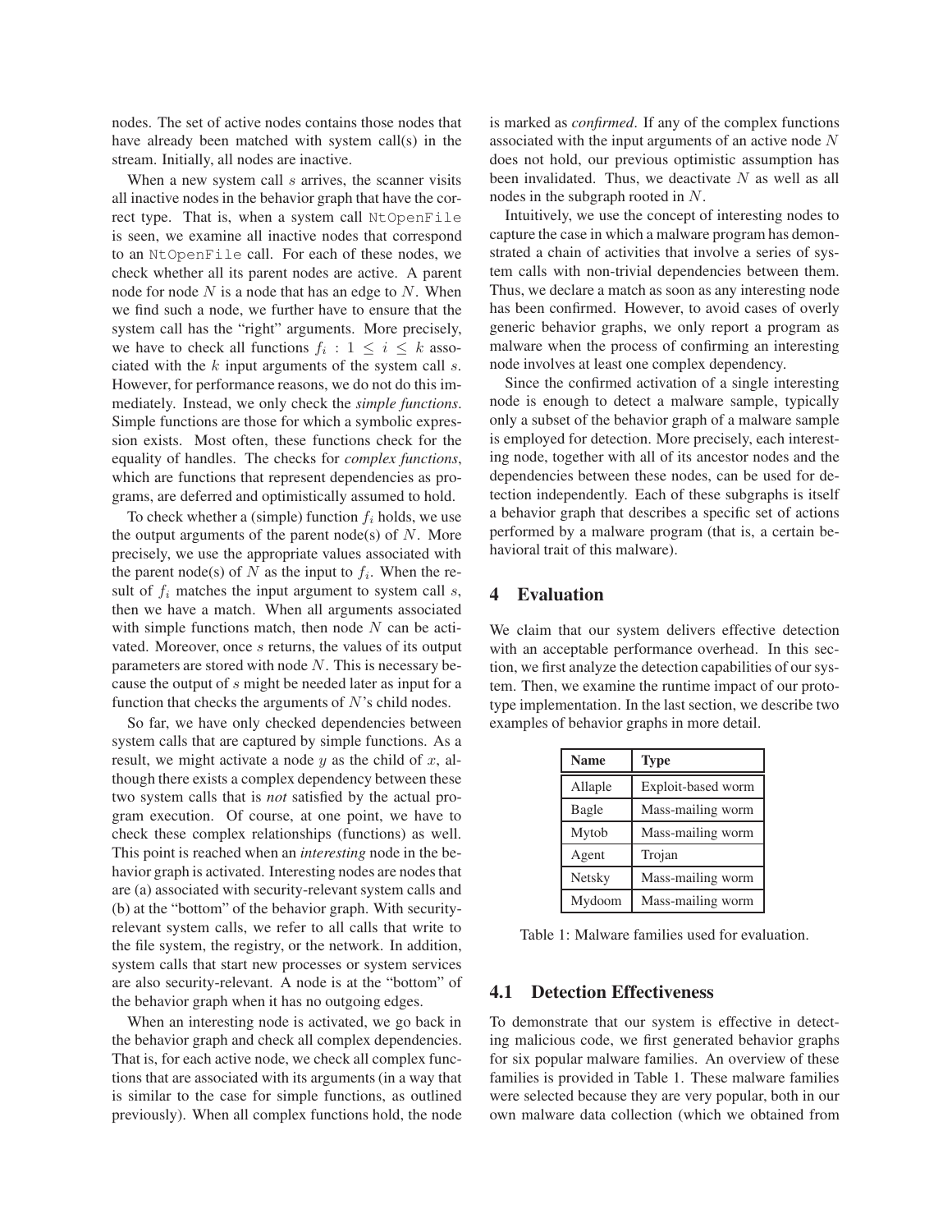nodes. The set of active nodes contains those nodes that have already been matched with system call(s) in the stream. Initially, all nodes are inactive.

When a new system call $s$ arrives, the scanner visits all inactive nodes in the behavior graph that have the correct type. That is, when a system call `NtOpenFile` is seen, we examine all inactive nodes that correspond to an `NtOpenFile` call. For each of these nodes, we check whether all its parent nodes are active. A parent node for node $N$ is a node that has an edge to $N$. When we find such a node, we further have to ensure that the system call has the "right" arguments. More precisely, we have to check all functions $f_i : 1 \leq i \leq k$ associated with the $k$ input arguments of the system call $s$. However, for performance reasons, we do not do this immediately. Instead, we only check the *simple functions*. Simple functions are those for which a symbolic expression exists. Most often, these functions check for the equality of handles. The checks for *complex functions*, which are functions that represent dependencies as programs, are deferred and optimistically assumed to hold.

To check whether a (simple) function $f_i$ holds, we use the output arguments of the parent node(s) of $N$. More precisely, we use the appropriate values associated with the parent node(s) of $N$ as the input to $f_i$. When the result of $f_i$ matches the input argument to system call $s$, then we have a match. When all arguments associated with simple functions match, then node $N$ can be activated. Moreover, once $s$ returns, the values of its output parameters are stored with node $N$. This is necessary because the output of $s$ might be needed later as input for a function that checks the arguments of $N$'s child nodes.

So far, we have only checked dependencies between system calls that are captured by simple functions. As a result, we might activate a node $y$ as the child of $x$, although there exists a complex dependency between these two system calls that is *not* satisfied by the actual program execution. Of course, at one point, we have to check these complex relationships (functions) as well. This point is reached when an *interesting* node in the behavior graph is activated. Interesting nodes are nodes that are (a) associated with security-relevant system calls and (b) at the "bottom" of the behavior graph. With security-relevant system calls, we refer to all calls that write to the file system, the registry, or the network. In addition, system calls that start new processes or system services are also security-relevant. A node is at the "bottom" of the behavior graph when it has no outgoing edges.

When an interesting node is activated, we go back in the behavior graph and check all complex dependencies. That is, for each active node, we check all complex functions that are associated with its arguments (in a way that is similar to the case for simple functions, as outlined previously). When all complex functions hold, the node is marked as *confirmed*. If any of the complex functions associated with the input arguments of an active node $N$ does not hold, our previous optimistic assumption has been invalidated. Thus, we deactivate $N$ as well as all nodes in the subgraph rooted in $N$.

Intuitively, we use the concept of interesting nodes to capture the case in which a malware program has demonstrated a chain of activities that involve a series of system calls with non-trivial dependencies between them. Thus, we declare a match as soon as any interesting node has been confirmed. However, to avoid cases of overly generic behavior graphs, we only report a program as malware when the process of confirming an interesting node involves at least one complex dependency.

Since the confirmed activation of a single interesting node is enough to detect a malware sample, typically only a subset of the behavior graph of a malware sample is employed for detection. More precisely, each interesting node, together with all of its ancestor nodes and the dependencies between these nodes, can be used for detection independently. Each of these subgraphs is itself a behavior graph that describes a specific set of actions performed by a malware program (that is, a certain behavioral trait of this malware).

## 4 Evaluation

We claim that our system delivers effective detection with an acceptable performance overhead. In this section, we first analyze the detection capabilities of our system. Then, we examine the runtime impact of our prototype implementation. In the last section, we describe two examples of behavior graphs in more detail.

| Name | Type |
|---|---|
| Allaple | Exploit-based worm |
| Bagle | Mass-mailing worm |
| Mytob | Mass-mailing worm |
| Agent | Trojan |
| Netsky | Mass-mailing worm |
| Mydoom | Mass-mailing worm |

Table 1: Malware families used for evaluation.

### 4.1 Detection Effectiveness

To demonstrate that our system is effective in detecting malicious code, we first generated behavior graphs for six popular malware families. An overview of these families is provided in Table 1. These malware families were selected because they are very popular, both in our own malware data collection (which we obtained from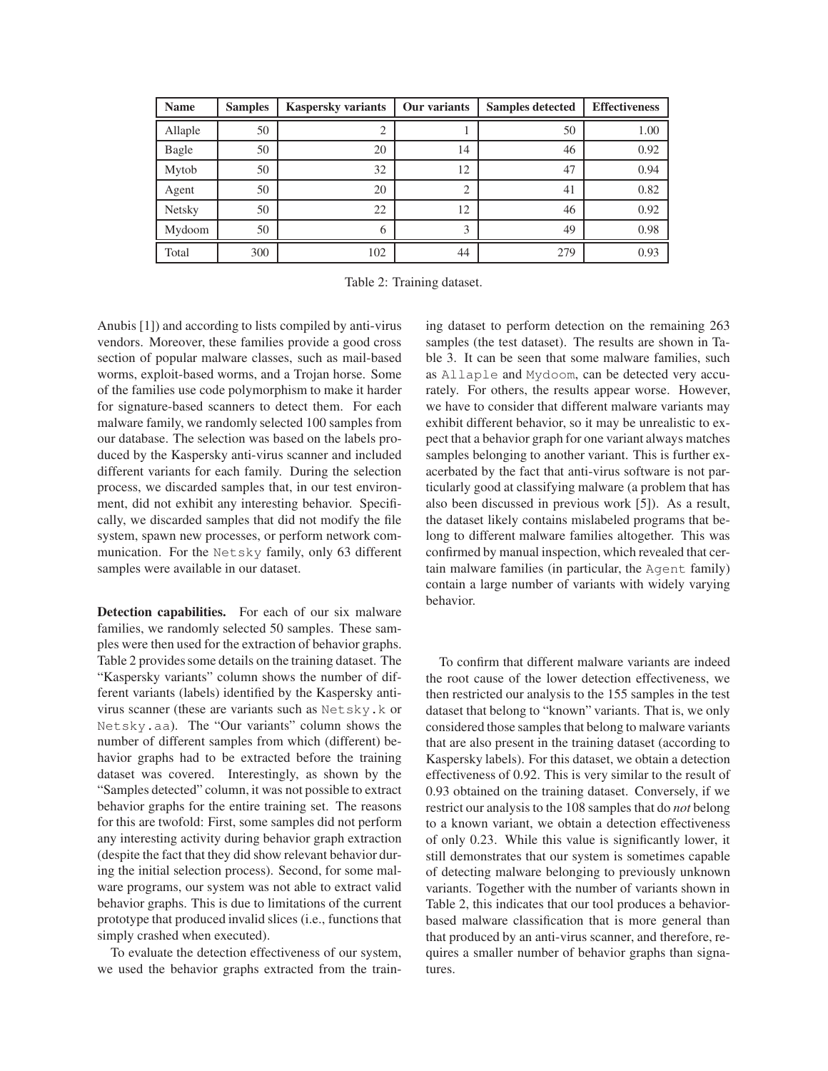| Name | Samples | Kaspersky variants | Our variants | Samples detected | Effectiveness |
|---|---|---|---|---|---|
| Allaple | 50 | 2 | 1 | 50 | 1.00 |
| Bagle | 50 | 20 | 14 | 46 | 0.92 |
| Mytob | 50 | 32 | 12 | 47 | 0.94 |
| Agent | 50 | 20 | 2 | 41 | 0.82 |
| Netsky | 50 | 22 | 12 | 46 | 0.92 |
| Mydoom | 50 | 6 | 3 | 49 | 0.98 |
| Total | 300 | 102 | 44 | 279 | 0.93 |

Table 2: Training dataset.

Anubis [1]) and according to lists compiled by anti-virus vendors. Moreover, these families provide a good cross section of popular malware classes, such as mail-based worms, exploit-based worms, and a Trojan horse. Some of the families use code polymorphism to make it harder for signature-based scanners to detect them. For each malware family, we randomly selected 100 samples from our database. The selection was based on the labels produced by the Kaspersky anti-virus scanner and included different variants for each family. During the selection process, we discarded samples that, in our test environment, did not exhibit any interesting behavior. Specifically, we discarded samples that did not modify the file system, spawn new processes, or perform network communication. For the `Netsky` family, only 63 different samples were available in our dataset.

**Detection capabilities.** For each of our six malware families, we randomly selected 50 samples. These samples were then used for the extraction of behavior graphs. Table 2 provides some details on the training dataset. The "Kaspersky variants" column shows the number of different variants (labels) identified by the Kaspersky anti-virus scanner (these are variants such as `Netsky.k` or `Netsky.aa`). The "Our variants" column shows the number of different samples from which (different) behavior graphs had to be extracted before the training dataset was covered. Interestingly, as shown by the "Samples detected" column, it was not possible to extract behavior graphs for the entire training set. The reasons for this are twofold: First, some samples did not perform any interesting activity during behavior graph extraction (despite the fact that they did show relevant behavior during the initial selection process). Second, for some malware programs, our system was not able to extract valid behavior graphs. This is due to limitations of the current prototype that produced invalid slices (i.e., functions that simply crashed when executed).

To evaluate the detection effectiveness of our system, we used the behavior graphs extracted from the training dataset to perform detection on the remaining 263 samples (the test dataset). The results are shown in Table 3. It can be seen that some malware families, such as `Allaple` and `Mydoom`, can be detected very accurately. For others, the results appear worse. However, we have to consider that different malware variants may exhibit different behavior, so it may be unrealistic to expect that a behavior graph for one variant always matches samples belonging to another variant. This is further exacerbated by the fact that anti-virus software is not particularly good at classifying malware (a problem that has also been discussed in previous work [5]). As a result, the dataset likely contains mislabeled programs that belong to different malware families altogether. This was confirmed by manual inspection, which revealed that certain malware families (in particular, the `Agent` family) contain a large number of variants with widely varying behavior.

To confirm that different malware variants are indeed the root cause of the lower detection effectiveness, we then restricted our analysis to the 155 samples in the test dataset that belong to "known" variants. That is, we only considered those samples that belong to malware variants that are also present in the training dataset (according to Kaspersky labels). For this dataset, we obtain a detection effectiveness of 0.92. This is very similar to the result of 0.93 obtained on the training dataset. Conversely, if we restrict our analysis to the 108 samples that do *not* belong to a known variant, we obtain a detection effectiveness of only 0.23. While this value is significantly lower, it still demonstrates that our system is sometimes capable of detecting malware belonging to previously unknown variants. Together with the number of variants shown in Table 2, this indicates that our tool produces a behavior-based malware classification that is more general than that produced by an anti-virus scanner, and therefore, requires a smaller number of behavior graphs than signatures.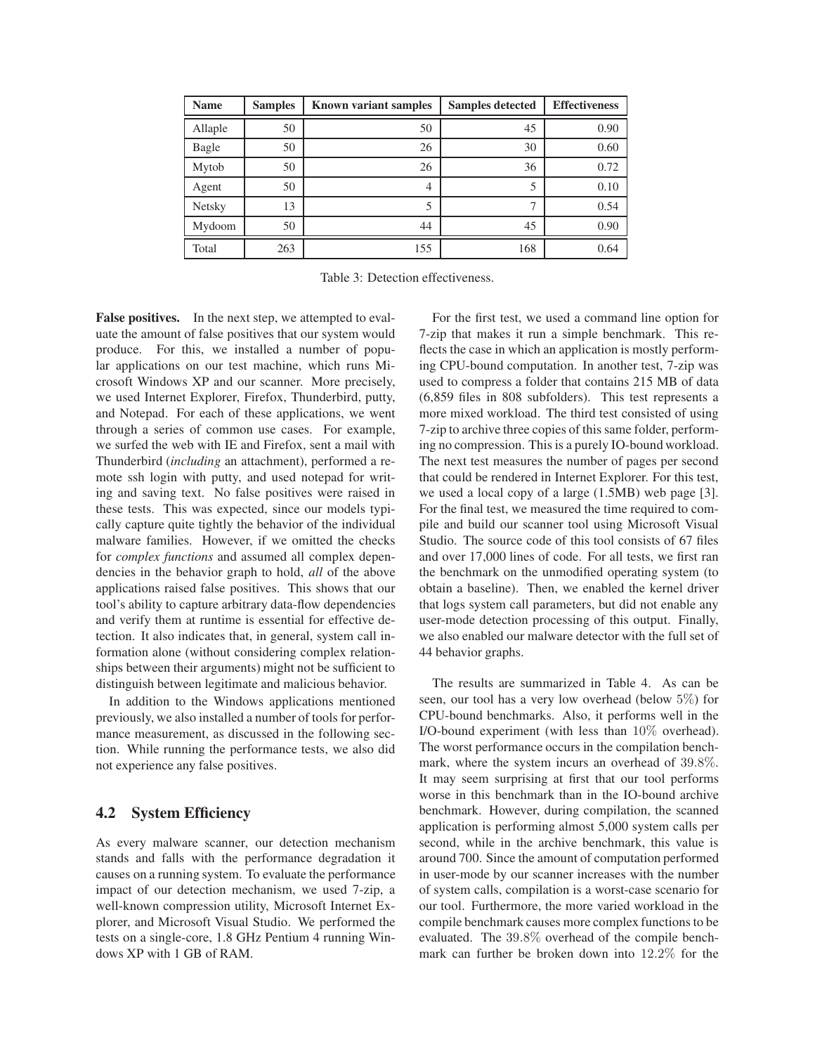| Name | Samples | Known variant samples | Samples detected | Effectiveness |
|---|---|---|---|---|
| Allaple | 50 | 50 | 45 | 0.90 |
| Bagle | 50 | 26 | 30 | 0.60 |
| Mytob | 50 | 26 | 36 | 0.72 |
| Agent | 50 | 4 | 5 | 0.10 |
| Netsky | 13 | 5 | 7 | 0.54 |
| Mydoom | 50 | 44 | 45 | 0.90 |
| Total | 263 | 155 | 168 | 0.64 |

Table 3: Detection effectiveness.

**False positives.** In the next step, we attempted to evaluate the amount of false positives that our system would produce. For this, we installed a number of popular applications on our test machine, which runs Microsoft Windows XP and our scanner. More precisely, we used Internet Explorer, Firefox, Thunderbird, putty, and Notepad. For each of these applications, we went through a series of common use cases. For example, we surfed the web with IE and Firefox, sent a mail with Thunderbird (*including* an attachment), performed a remote ssh login with putty, and used notepad for writing and saving text. No false positives were raised in these tests. This was expected, since our models typically capture quite tightly the behavior of the individual malware families. However, if we omitted the checks for *complex functions* and assumed all complex dependencies in the behavior graph to hold, *all* of the above applications raised false positives. This shows that our tool's ability to capture arbitrary data-flow dependencies and verify them at runtime is essential for effective detection. It also indicates that, in general, system call information alone (without considering complex relationships between their arguments) might not be sufficient to distinguish between legitimate and malicious behavior.

In addition to the Windows applications mentioned previously, we also installed a number of tools for performance measurement, as discussed in the following section. While running the performance tests, we also did not experience any false positives.

### 4.2 System Efficiency

As every malware scanner, our detection mechanism stands and falls with the performance degradation it causes on a running system. To evaluate the performance impact of our detection mechanism, we used 7-zip, a well-known compression utility, Microsoft Internet Explorer, and Microsoft Visual Studio. We performed the tests on a single-core, 1.8 GHz Pentium 4 running Windows XP with 1 GB of RAM.

For the first test, we used a command line option for 7-zip that makes it run a simple benchmark. This reflects the case in which an application is mostly performing CPU-bound computation. In another test, 7-zip was used to compress a folder that contains 215 MB of data (6,859 files in 808 subfolders). This test represents a more mixed workload. The third test consisted of using 7-zip to archive three copies of this same folder, performing no compression. This is a purely IO-bound workload. The next test measures the number of pages per second that could be rendered in Internet Explorer. For this test, we used a local copy of a large (1.5MB) web page [3]. For the final test, we measured the time required to compile and build our scanner tool using Microsoft Visual Studio. The source code of this tool consists of 67 files and over 17,000 lines of code. For all tests, we first ran the benchmark on the unmodified operating system (to obtain a baseline). Then, we enabled the kernel driver that logs system call parameters, but did not enable any user-mode detection processing of this output. Finally, we also enabled our malware detector with the full set of 44 behavior graphs.

The results are summarized in Table 4. As can be seen, our tool has a very low overhead (below $5\%$) for CPU-bound benchmarks. Also, it performs well in the I/O-bound experiment (with less than $10\%$ overhead). The worst performance occurs in the compilation benchmark, where the system incurs an overhead of $39.8\%$. It may seem surprising at first that our tool performs worse in this benchmark than in the IO-bound archive benchmark. However, during compilation, the scanned application is performing almost 5,000 system calls per second, while in the archive benchmark, this value is around 700. Since the amount of computation performed in user-mode by our scanner increases with the number of system calls, compilation is a worst-case scenario for our tool. Furthermore, the more varied workload in the compile benchmark causes more complex functions to be evaluated. The $39.8\%$ overhead of the compile benchmark can further be broken down into $12.2\%$ for the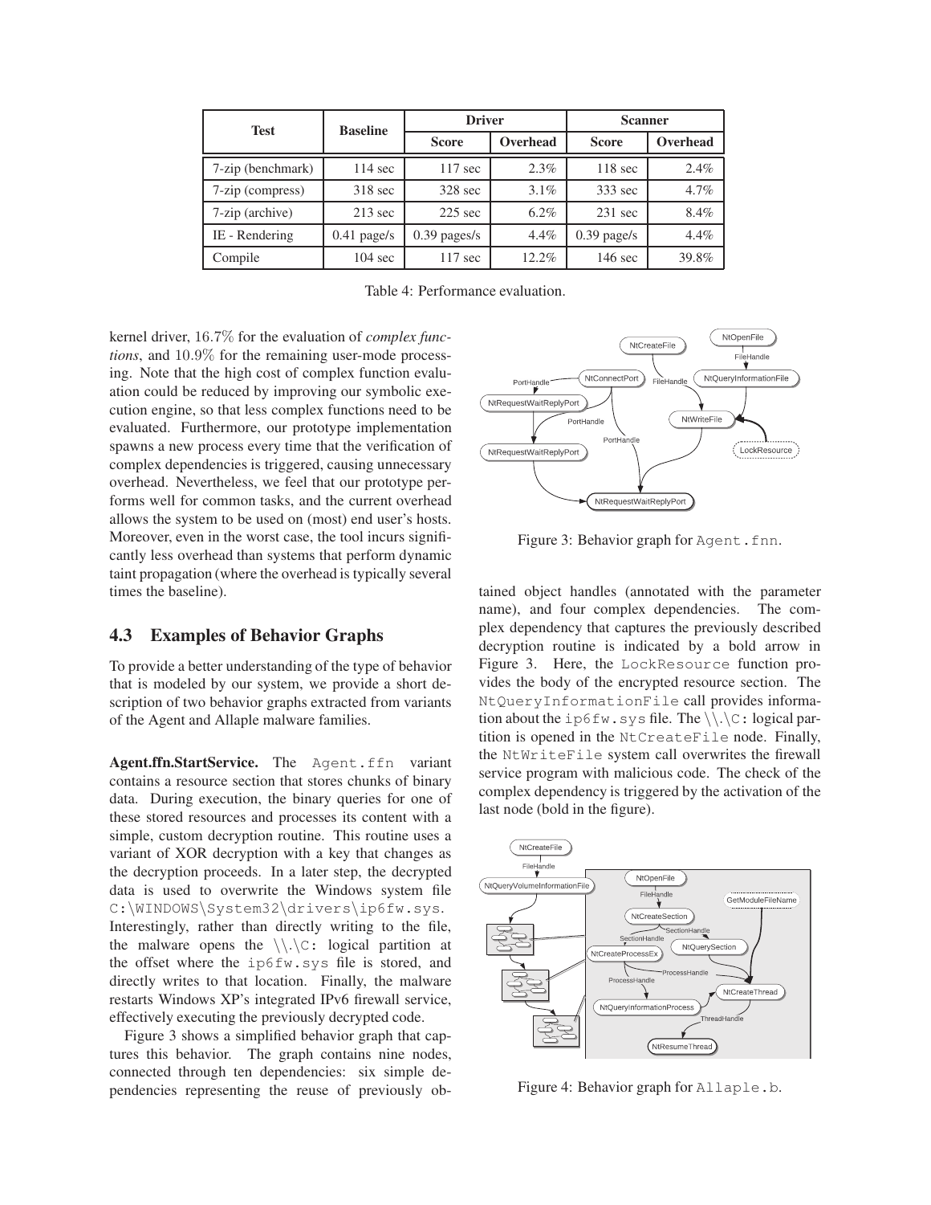| Test | Baseline | Driver | | Scanner | |
|---|---|---|---|---|---|
| | | Score | Overhead | Score | Overhead |
| 7-zip (benchmark) | 114 sec | 117 sec | 2.3% | 118 sec | 2.4% |
| 7-zip (compress) | 318 sec | 328 sec | 3.1% | 333 sec | 4.7% |
| 7-zip (archive) | 213 sec | 225 sec | 6.2% | 231 sec | 8.4% |
| IE - Rendering | 0.41 page/s | 0.39 pages/s | 4.4% | 0.39 page/s | 4.4% |
| Compile | 104 sec | 117 sec | 12.2% | 146 sec | 39.8% |

Table 4: Performance evaluation.

kernel driver, 16.7% for the evaluation of *complex functions*, and 10.9% for the remaining user-mode processing. Note that the high cost of complex function evaluation could be reduced by improving our symbolic execution engine, so that less complex functions need to be evaluated. Furthermore, our prototype implementation spawns a new process every time that the verification of complex dependencies is triggered, causing unnecessary overhead. Nevertheless, we feel that our prototype performs well for common tasks, and the current overhead allows the system to be used on (most) end user's hosts. Moreover, even in the worst case, the tool incurs significantly less overhead than systems that perform dynamic taint propagation (where the overhead is typically several times the baseline).

## 4.3 Examples of Behavior Graphs

To provide a better understanding of the type of behavior that is modeled by our system, we provide a short description of two behavior graphs extracted from variants of the Agent and Allaple malware families.

**Agent.ffn.StartService.** The `Agent.ffn` variant contains a resource section that stores chunks of binary data. During execution, the binary queries for one of these stored resources and processes its content with a simple, custom decryption routine. This routine uses a variant of XOR decryption with a key that changes as the decryption proceeds. In a later step, the decrypted data is used to overwrite the Windows system file `C:\WINDOWS\System32\drivers\ip6fw.sys`. Interestingly, rather than directly writing to the file, the malware opens the `\\.\C:` logical partition at the offset where the `ip6fw.sys` file is stored, and directly writes to that location. Finally, the malware restarts Windows XP's integrated IPv6 firewall service, effectively executing the previously decrypted code.

Figure 3 shows a simplified behavior graph that captures this behavior. The graph contains nine nodes, connected through ten dependencies: six simple dependencies representing the reuse of previously obtained object handles (annotated with the parameter name), and four complex dependencies. The complex dependency that captures the previously described decryption routine is indicated by a bold arrow in Figure 3. Here, the `LockResource` function provides the body of the encrypted resource section. The `NtQueryInformationFile` call provides information about the `ip6fw.sys` file. The `\\.\C:` logical partition is opened in the `NtCreateFile` node. Finally, the `NtWriteFile` system call overwrites the firewall service program with malicious code. The check of the complex dependency is triggered by the activation of the last node (bold in the figure).

Figure 3: Behavior graph for `Agent.fnn`.

Figure 4: Behavior graph for `Allaple.b`.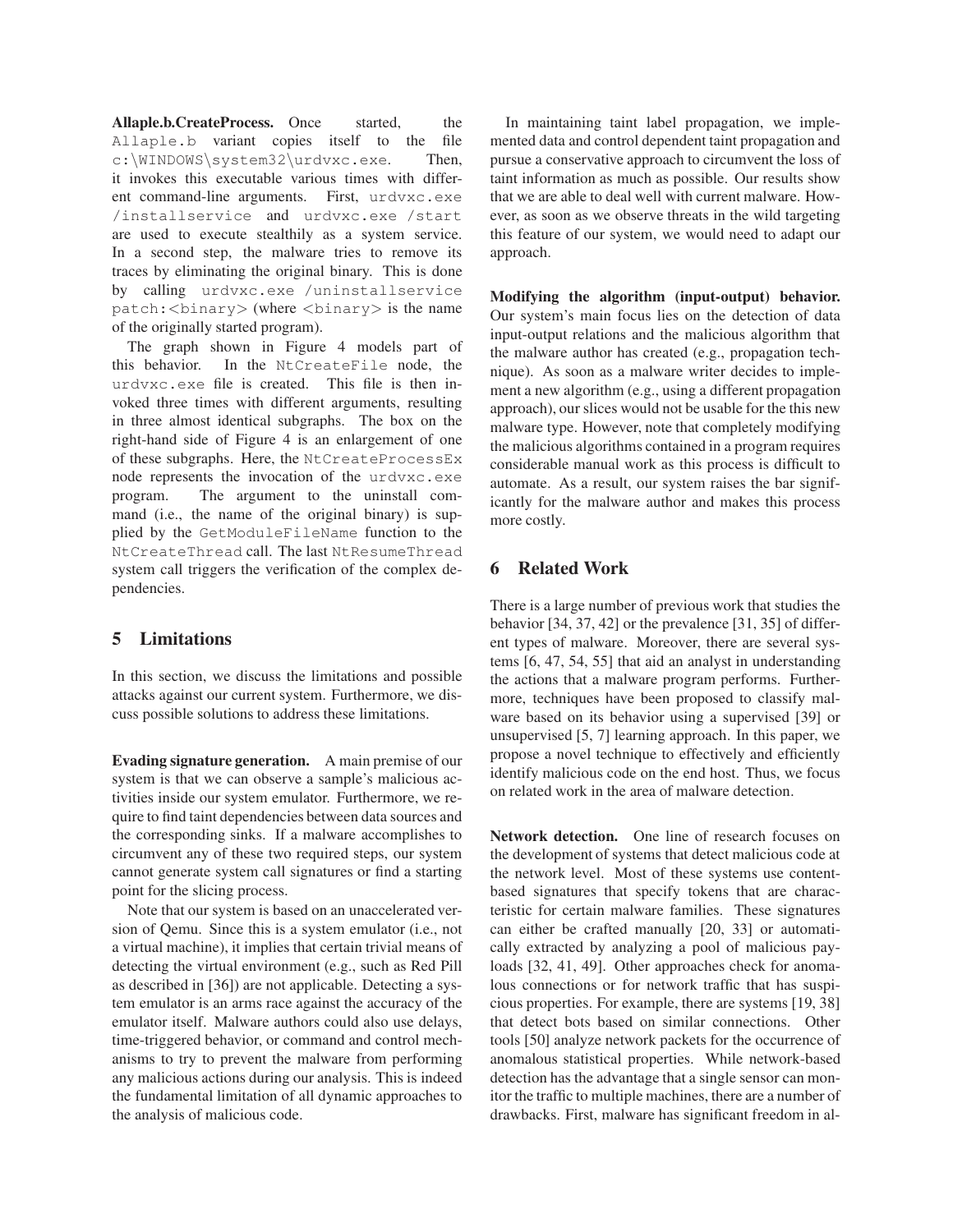**Allaple.b.CreateProcess.** Once started, the Allaple.b variant copies itself to the file c:\WINDOWS\system32\urdvxc.exe. Then, it invokes this executable various times with different command-line arguments. First, urdvxc.exe /installservice and urdvxc.exe /start are used to execute stealthily as a system service. In a second step, the malware tries to remove its traces by eliminating the original binary. This is done by calling urdvxc.exe /uninstallservice patch:<binary> (where <binary> is the name of the originally started program).

The graph shown in Figure 4 models part of this behavior. In the NtCreateFile node, the urdvxc.exe file is created. This file is then invoked three times with different arguments, resulting in three almost identical subgraphs. The box on the right-hand side of Figure 4 is an enlargement of one of these subgraphs. Here, the NtCreateProcessEx node represents the invocation of the urdvxc.exe program. The argument to the uninstall command (i.e., the name of the original binary) is supplied by the GetModuleFileName function to the NtCreateThread call. The last NtResumeThread system call triggers the verification of the complex dependencies.

## 5 Limitations

In this section, we discuss the limitations and possible attacks against our current system. Furthermore, we discuss possible solutions to address these limitations.

**Evading signature generation.** A main premise of our system is that we can observe a sample's malicious activities inside our system emulator. Furthermore, we require to find taint dependencies between data sources and the corresponding sinks. If a malware accomplishes to circumvent any of these two required steps, our system cannot generate system call signatures or find a starting point for the slicing process.

Note that our system is based on an unaccelerated version of Qemu. Since this is a system emulator (i.e., not a virtual machine), it implies that certain trivial means of detecting the virtual environment (e.g., such as Red Pill as described in [36]) are not applicable. Detecting a system emulator is an arms race against the accuracy of the emulator itself. Malware authors could also use delays, time-triggered behavior, or command and control mechanisms to try to prevent the malware from performing any malicious actions during our analysis. This is indeed the fundamental limitation of all dynamic approaches to the analysis of malicious code.

In maintaining taint label propagation, we implemented data and control dependent taint propagation and pursue a conservative approach to circumvent the loss of taint information as much as possible. Our results show that we are able to deal well with current malware. However, as soon as we observe threats in the wild targeting this feature of our system, we would need to adapt our approach.

**Modifying the algorithm (input-output) behavior.** Our system's main focus lies on the detection of data input-output relations and the malicious algorithm that the malware author has created (e.g., propagation technique). As soon as a malware writer decides to implement a new algorithm (e.g., using a different propagation approach), our slices would not be usable for the this new malware type. However, note that completely modifying the malicious algorithms contained in a program requires considerable manual work as this process is difficult to automate. As a result, our system raises the bar significantly for the malware author and makes this process more costly.

## 6 Related Work

There is a large number of previous work that studies the behavior [34, 37, 42] or the prevalence [31, 35] of different types of malware. Moreover, there are several systems [6, 47, 54, 55] that aid an analyst in understanding the actions that a malware program performs. Furthermore, techniques have been proposed to classify malware based on its behavior using a supervised [39] or unsupervised [5, 7] learning approach. In this paper, we propose a novel technique to effectively and efficiently identify malicious code on the end host. Thus, we focus on related work in the area of malware detection.

**Network detection.** One line of research focuses on the development of systems that detect malicious code at the network level. Most of these systems use content-based signatures that specify tokens that are characteristic for certain malware families. These signatures can either be crafted manually [20, 33] or automatically extracted by analyzing a pool of malicious payloads [32, 41, 49]. Other approaches check for anomalous connections or for network traffic that has suspicious properties. For example, there are systems [19, 38] that detect bots based on similar connections. Other tools [50] analyze network packets for the occurrence of anomalous statistical properties. While network-based detection has the advantage that a single sensor can monitor the traffic to multiple machines, there are a number of drawbacks. First, malware has significant freedom in al-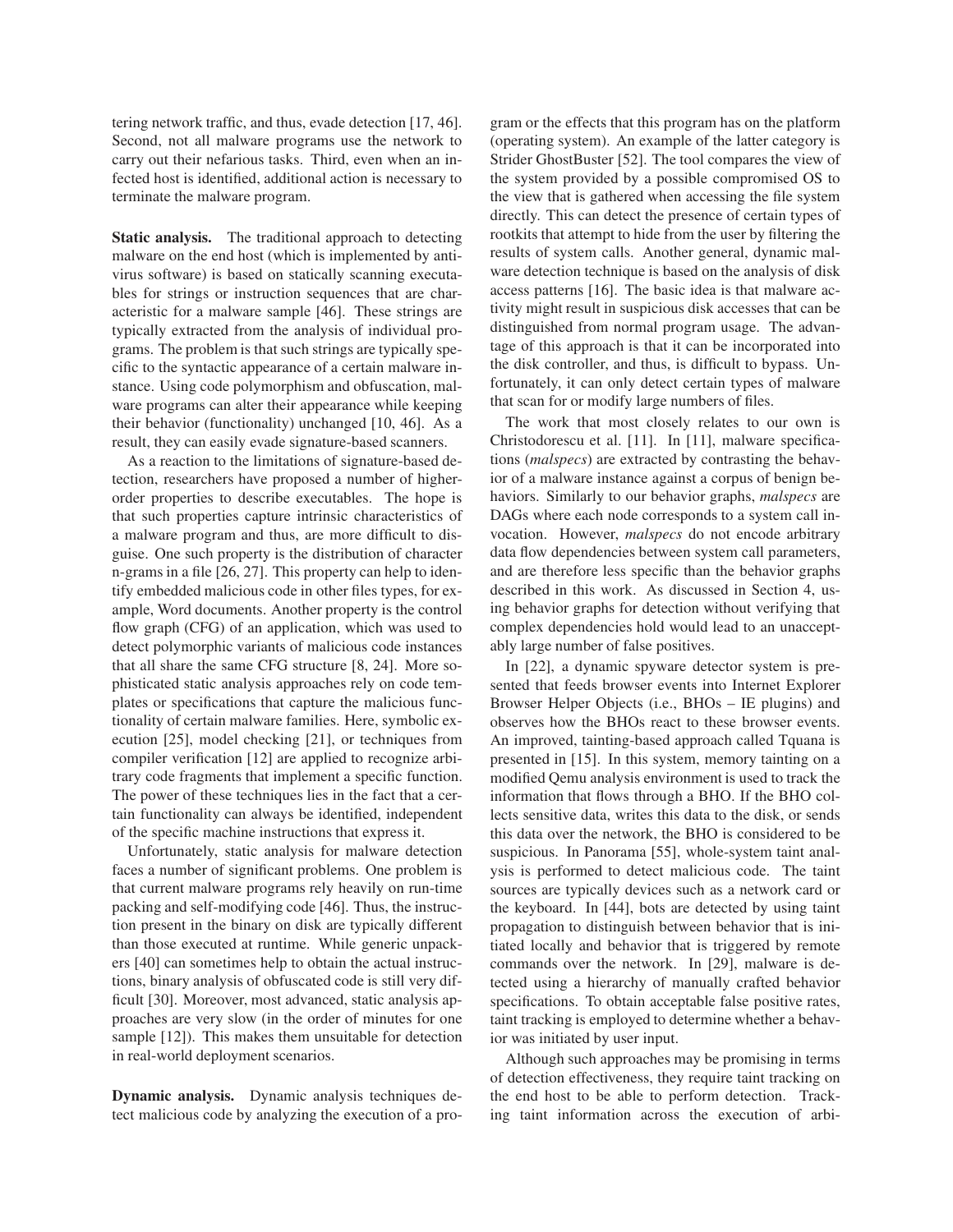tering network traffic, and thus, evade detection [17, 46]. Second, not all malware programs use the network to carry out their nefarious tasks. Third, even when an infected host is identified, additional action is necessary to terminate the malware program.

**Static analysis.** The traditional approach to detecting malware on the end host (which is implemented by antivirus software) is based on statically scanning executables for strings or instruction sequences that are characteristic for a malware sample [46]. These strings are typically extracted from the analysis of individual programs. The problem is that such strings are typically specific to the syntactic appearance of a certain malware instance. Using code polymorphism and obfuscation, malware programs can alter their appearance while keeping their behavior (functionality) unchanged [10, 46]. As a result, they can easily evade signature-based scanners.

As a reaction to the limitations of signature-based detection, researchers have proposed a number of higher-order properties to describe executables. The hope is that such properties capture intrinsic characteristics of a malware program and thus, are more difficult to disguise. One such property is the distribution of character n-grams in a file [26, 27]. This property can help to identify embedded malicious code in other files types, for example, Word documents. Another property is the control flow graph (CFG) of an application, which was used to detect polymorphic variants of malicious code instances that all share the same CFG structure [8, 24]. More sophisticated static analysis approaches rely on code templates or specifications that capture the malicious functionality of certain malware families. Here, symbolic execution [25], model checking [21], or techniques from compiler verification [12] are applied to recognize arbitrary code fragments that implement a specific function. The power of these techniques lies in the fact that a certain functionality can always be identified, independent of the specific machine instructions that express it.

Unfortunately, static analysis for malware detection faces a number of significant problems. One problem is that current malware programs rely heavily on run-time packing and self-modifying code [46]. Thus, the instruction present in the binary on disk are typically different than those executed at runtime. While generic unpackers [40] can sometimes help to obtain the actual instructions, binary analysis of obfuscated code is still very difficult [30]. Moreover, most advanced, static analysis approaches are very slow (in the order of minutes for one sample [12]). This makes them unsuitable for detection in real-world deployment scenarios.

**Dynamic analysis.** Dynamic analysis techniques detect malicious code by analyzing the execution of a program or the effects that this program has on the platform (operating system). An example of the latter category is Strider GhostBuster [52]. The tool compares the view of the system provided by a possible compromised OS to the view that is gathered when accessing the file system directly. This can detect the presence of certain types of rootkits that attempt to hide from the user by filtering the results of system calls. Another general, dynamic malware detection technique is based on the analysis of disk access patterns [16]. The basic idea is that malware activity might result in suspicious disk accesses that can be distinguished from normal program usage. The advantage of this approach is that it can be incorporated into the disk controller, and thus, is difficult to bypass. Unfortunately, it can only detect certain types of malware that scan for or modify large numbers of files.

The work that most closely relates to our own is Christodorescu et al. [11]. In [11], malware specifications (*malspecs*) are extracted by contrasting the behavior of a malware instance against a corpus of benign behaviors. Similarly to our behavior graphs, *malspecs* are DAGs where each node corresponds to a system call invocation. However, *malspecs* do not encode arbitrary data flow dependencies between system call parameters, and are therefore less specific than the behavior graphs described in this work. As discussed in Section 4, using behavior graphs for detection without verifying that complex dependencies hold would lead to an unacceptably large number of false positives.

In [22], a dynamic spyware detector system is presented that feeds browser events into Internet Explorer Browser Helper Objects (i.e., BHOs – IE plugins) and observes how the BHOs react to these browser events. An improved, tainting-based approach called Tquana is presented in [15]. In this system, memory tainting on a modified Qemu analysis environment is used to track the information that flows through a BHO. If the BHO collects sensitive data, writes this data to the disk, or sends this data over the network, the BHO is considered to be suspicious. In Panorama [55], whole-system taint analysis is performed to detect malicious code. The taint sources are typically devices such as a network card or the keyboard. In [44], bots are detected by using taint propagation to distinguish between behavior that is initiated locally and behavior that is triggered by remote commands over the network. In [29], malware is detected using a hierarchy of manually crafted behavior specifications. To obtain acceptable false positive rates, taint tracking is employed to determine whether a behavior was initiated by user input.

Although such approaches may be promising in terms of detection effectiveness, they require taint tracking on the end host to be able to perform detection. Tracking taint information across the execution of arbi-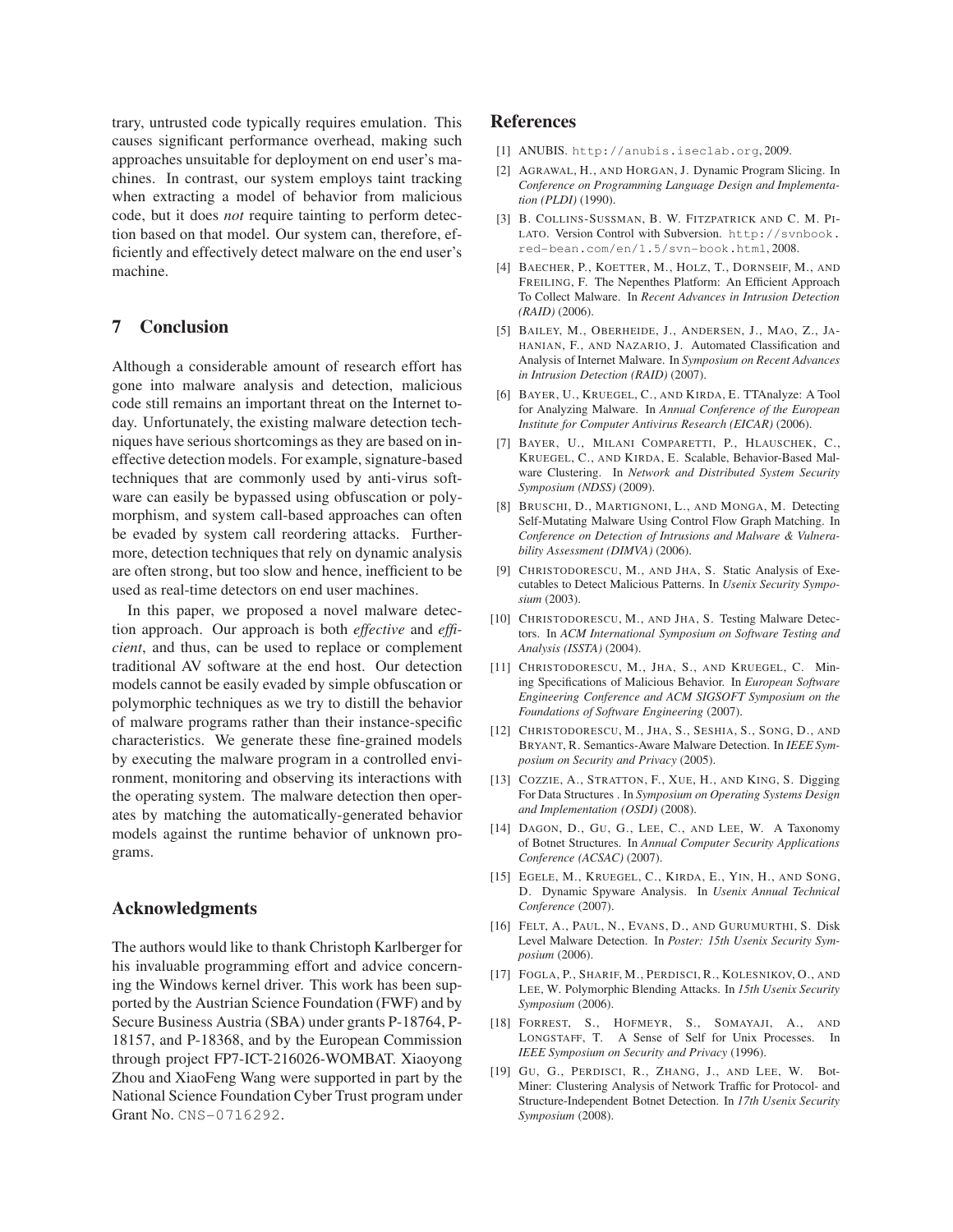trary, untrusted code typically requires emulation. This causes significant performance overhead, making such approaches unsuitable for deployment on end user's machines. In contrast, our system employs taint tracking when extracting a model of behavior from malicious code, but it does *not* require tainting to perform detection based on that model. Our system can, therefore, efficiently and effectively detect malware on the end user's machine.

## 7 Conclusion

Although a considerable amount of research effort has gone into malware analysis and detection, malicious code still remains an important threat on the Internet today. Unfortunately, the existing malware detection techniques have serious shortcomings as they are based on ineffective detection models. For example, signature-based techniques that are commonly used by anti-virus software can easily be bypassed using obfuscation or polymorphism, and system call-based approaches can often be evaded by system call reordering attacks. Furthermore, detection techniques that rely on dynamic analysis are often strong, but too slow and hence, inefficient to be used as real-time detectors on end user machines.

In this paper, we proposed a novel malware detection approach. Our approach is both *effective* and *efficient*, and thus, can be used to replace or complement traditional AV software at the end host. Our detection models cannot be easily evaded by simple obfuscation or polymorphic techniques as we try to distill the behavior of malware programs rather than their instance-specific characteristics. We generate these fine-grained models by executing the malware program in a controlled environment, monitoring and observing its interactions with the operating system. The malware detection then operates by matching the automatically-generated behavior models against the runtime behavior of unknown programs.

## Acknowledgments

The authors would like to thank Christoph Karlberger for his invaluable programming effort and advice concerning the Windows kernel driver. This work has been supported by the Austrian Science Foundation (FWF) and by Secure Business Austria (SBA) under grants P-18764, P-18157, and P-18368, and by the European Commission through project FP7-ICT-216026-WOMBAT. Xiaoyong Zhou and XiaoFeng Wang were supported in part by the National Science Foundation Cyber Trust program under Grant No. CNS-0716292.

## References

[1] ANUBIS. http://anubis.iseclab.org, 2009.

[2] Agrawal, H., and Horgan, J. Dynamic Program Slicing. In *Conference on Programming Language Design and Implementation (PLDI)* (1990).

[3] B. Collins-Sussman, B. W. Fitzpatrick and C. M. Pilato. Version Control with Subversion. http://svnbook.red-bean.com/en/1.5/svn-book.html, 2008.

[4] Baecher, P., Koetter, M., Holz, T., Dornseif, M., and Freiling, F. The Nepenthes Platform: An Efficient Approach To Collect Malware. In *Recent Advances in Intrusion Detection (RAID)* (2006).

[5] Bailey, M., Oberheide, J., Andersen, J., Mao, Z., Jahanian, F., and Nazario, J. Automated Classification and Analysis of Internet Malware. In *Symposium on Recent Advances in Intrusion Detection (RAID)* (2007).

[6] Bayer, U., Kruegel, C., and Kirda, E. TTAnalyze: A Tool for Analyzing Malware. In *Annual Conference of the European Institute for Computer Antivirus Research (EICAR)* (2006).

[7] Bayer, U., Milani Comparetti, P., Hlauschek, C., Kruegel, C., and Kirda, E. Scalable, Behavior-Based Malware Clustering. In *Network and Distributed System Security Symposium (NDSS)* (2009).

[8] Bruschi, D., Martignoni, L., and Monga, M. Detecting Self-Mutating Malware Using Control Flow Graph Matching. In *Conference on Detection of Intrusions and Malware & Vulnerability Assessment (DIMVA)* (2006).

[9] Christodorescu, M., and Jha, S. Static Analysis of Executables to Detect Malicious Patterns. In *Usenix Security Symposium* (2003).

[10] Christodorescu, M., and Jha, S. Testing Malware Detectors. In *ACM International Symposium on Software Testing and Analysis (ISSTA)* (2004).

[11] Christodorescu, M., Jha, S., and Kruegel, C. Mining Specifications of Malicious Behavior. In *European Software Engineering Conference and ACM SIGSOFT Symposium on the Foundations of Software Engineering* (2007).

[12] Christodorescu, M., Jha, S., Seshia, S., Song, D., and Bryant, R. Semantics-Aware Malware Detection. In *IEEE Symposium on Security and Privacy* (2005).

[13] Cozzie, A., Stratton, F., Xue, H., and King, S. Digging For Data Structures . In *Symposium on Operating Systems Design and Implementation (OSDI)* (2008).

[14] Dagon, D., Gu, G., Lee, C., and Lee, W. A Taxonomy of Botnet Structures. In *Annual Computer Security Applications Conference (ACSAC)* (2007).

[15] Egele, M., Kruegel, C., Kirda, E., Yin, H., and Song, D. Dynamic Spyware Analysis. In *Usenix Annual Technical Conference* (2007).

[16] Felt, A., Paul, N., Evans, D., and Gurumurthi, S. Disk Level Malware Detection. In *Poster: 15th Usenix Security Symposium* (2006).

[17] Fogla, P., Sharif, M., Perdisci, R., Kolesnikov, O., and Lee, W. Polymorphic Blending Attacks. In *15th Usenix Security Symposium* (2006).

[18] Forrest, S., Hofmeyr, S., Somayaji, A., and Longstaff, T. A Sense of Self for Unix Processes. In *IEEE Symposium on Security and Privacy* (1996).

[19] Gu, G., Perdisci, R., Zhang, J., and Lee, W. BotMiner: Clustering Analysis of Network Traffic for Protocol- and Structure-Independent Botnet Detection. In *17th Usenix Security Symposium* (2008).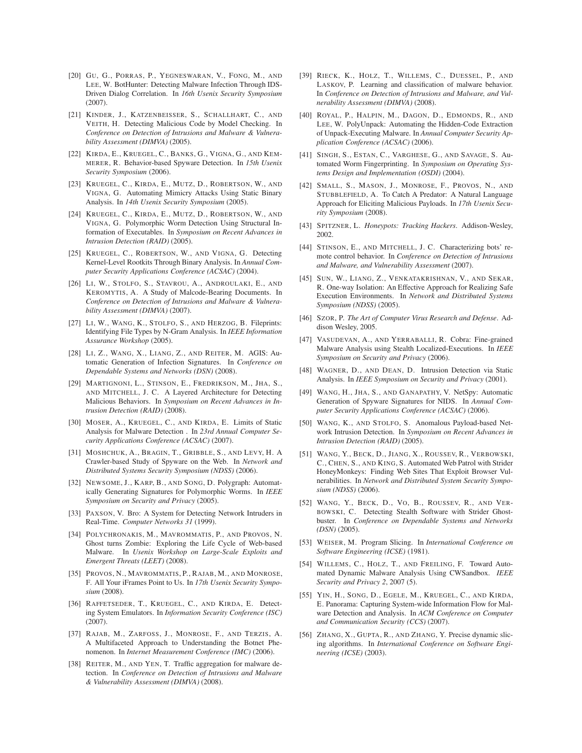[20] Gu, G., Porras, P., Yegneswaran, V., Fong, M., and Lee, W. BotHunter: Detecting Malware Infection Through IDS-Driven Dialog Correlation. In *16th Usenix Security Symposium* (2007).

[21] Kinder, J., Katzenbeisser, S., Schallhart, C., and Veith, H. Detecting Malicious Code by Model Checking. In *Conference on Detection of Intrusions and Malware & Vulnerability Assessment (DIMVA)* (2005).

[22] Kirda, E., Kruegel, C., Banks, G., Vigna, G., and Kemmerer, R. Behavior-based Spyware Detection. In *15th Usenix Security Symposium* (2006).

[23] Kruegel, C., Kirda, E., Mutz, D., Robertson, W., and Vigna, G. Automating Mimicry Attacks Using Static Binary Analysis. In *14th Usenix Security Symposium* (2005).

[24] Kruegel, C., Kirda, E., Mutz, D., Robertson, W., and Vigna, G. Polymorphic Worm Detection Using Structural Information of Executables. In *Symposium on Recent Advances in Intrusion Detection (RAID)* (2005).

[25] Kruegel, C., Robertson, W., and Vigna, G. Detecting Kernel-Level Rootkits Through Binary Analysis. In *Annual Computer Security Applications Conference (ACSAC)* (2004).

[26] Li, W., Stolfo, S., Stavrou, A., Androulaki, E., and Keromytis, A. A Study of Malcode-Bearing Documents. In *Conference on Detection of Intrusions and Malware & Vulnerability Assessment (DIMVA)* (2007).

[27] Li, W., Wang, K., Stolfo, S., and Herzog, B. Fileprints: Identifying File Types by N-Gram Analysis. In *IEEE Information Assurance Workshop* (2005).

[28] Li, Z., Wang, X., Liang, Z., and Reiter, M. AGIS: Automatic Generation of Infection Signatures. In *Conference on Dependable Systems and Networks (DSN)* (2008).

[29] Martignoni, L., Stinson, E., Fredrikson, M., Jha, S., and Mitchell, J. C. A Layered Architecture for Detecting Malicious Behaviors. In *Symposium on Recent Advances in Intrusion Detection (RAID)* (2008).

[30] Moser, A., Kruegel, C., and Kirda, E. Limits of Static Analysis for Malware Detection . In *23rd Annual Computer Security Applications Conference (ACSAC)* (2007).

[31] Moshchuk, A., Bragin, T., Gribble, S., and Levy, H. A Crawler-based Study of Spyware on the Web. In *Network and Distributed Systems Security Symposium (NDSS)* (2006).

[32] Newsome, J., Karp, B., and Song, D. Polygraph: Automatically Generating Signatures for Polymorphic Worms. In *IEEE Symposium on Security and Privacy* (2005).

[33] Paxson, V. Bro: A System for Detecting Network Intruders in Real-Time. *Computer Networks 31* (1999).

[34] Polychronakis, M., Mavrommatis, P., and Provos, N. Ghost turns Zombie: Exploring the Life Cycle of Web-based Malware. In *Usenix Workshop on Large-Scale Exploits and Emergent Threats (LEET)* (2008).

[35] Provos, N., Mavrommatis, P., Rajab, M., and Monrose, F. All Your iFrames Point to Us. In *17th Usenix Security Symposium* (2008).

[36] Raffetseder, T., Kruegel, C., and Kirda, E. Detecting System Emulators. In *Information Security Conference (ISC)* (2007).

[37] Rajab, M., Zarfoss, J., Monrose, F., and Terzis, A. A Multifaceted Approach to Understanding the Botnet Phenomenon. In *Internet Measurement Conference (IMC)* (2006).

[38] Reiter, M., and Yen, T. Traffic aggregation for malware detection. In *Conference on Detection of Intrusions and Malware & Vulnerability Assessment (DIMVA)* (2008).

[39] Rieck, K., Holz, T., Willems, C., Duessel, P., and Laskov, P. Learning and classification of malware behavior. In *Conference on Detection of Intrusions and Malware, and Vulnerability Assessment (DIMVA)* (2008).

[40] Royal, P., Halpin, M., Dagon, D., Edmonds, R., and Lee, W. PolyUnpack: Automating the Hidden-Code Extraction of Unpack-Executing Malware. In *Annual Computer Security Application Conference (ACSAC)* (2006).

[41] Singh, S., Estan, C., Varghese, G., and Savage, S. Automated Worm Fingerprinting. In *Symposium on Operating Systems Design and Implementation (OSDI)* (2004).

[42] Small, S., Mason, J., Monrose, F., Provos, N., and Stubblefield, A. To Catch A Predator: A Natural Language Approach for Eliciting Malicious Payloads. In *17th Usenix Security Symposium* (2008).

[43] Spitzner, L. *Honeypots: Tracking Hackers*. Addison-Wesley, 2002.

[44] Stinson, E., and Mitchell, J. C. Characterizing bots' remote control behavior. In *Conference on Detection of Intrusions and Malware, and Vulnerability Assessment* (2007).

[45] Sun, W., Liang, Z., Venkatakrishnan, V., and Sekar, R. One-way Isolation: An Effective Approach for Realizing Safe Execution Environments. In *Network and Distributed Systems Symposium (NDSS)* (2005).

[46] Szor, P. *The Art of Computer Virus Research and Defense*. Addison Wesley, 2005.

[47] Vasudevan, A., and Yerraballi, R. Cobra: Fine-grained Malware Analysis using Stealth Localized-Executions. In *IEEE Symposium on Security and Privacy* (2006).

[48] Wagner, D., and Dean, D. Intrusion Detection via Static Analysis. In *IEEE Symposium on Security and Privacy* (2001).

[49] Wang, H., Jha, S., and Ganapathy, V. NetSpy: Automatic Generation of Spyware Signatures for NIDS. In *Annual Computer Security Applications Conference (ACSAC)* (2006).

[50] Wang, K., and Stolfo, S. Anomalous Payload-based Network Intrusion Detection. In *Symposium on Recent Advances in Intrusion Detection (RAID)* (2005).

[51] Wang, Y., Beck, D., Jiang, X., Roussev, R., Verbowski, C., Chen, S., and King, S. Automated Web Patrol with Strider HoneyMonkeys: Finding Web Sites That Exploit Browser Vulnerabilities. In *Network and Distributed System Security Symposium (NDSS)* (2006).

[52] Wang, Y., Beck, D., Vo, B., Roussev, R., and Verbowski, C. Detecting Stealth Software with Strider Ghostbuster. In *Conference on Dependable Systems and Networks (DSN)* (2005).

[53] Weiser, M. Program Slicing. In *International Conference on Software Engineering (ICSE)* (1981).

[54] Willems, C., Holz, T., and Freiling, F. Toward Automated Dynamic Malware Analysis Using CWSandbox. *IEEE Security and Privacy 2*, 2007 (5).

[55] Yin, H., Song, D., Egele, M., Kruegel, C., and Kirda, E. Panorama: Capturing System-wide Information Flow for Malware Detection and Analysis. In *ACM Conference on Computer and Communication Security (CCS)* (2007).

[56] Zhang, X., Gupta, R., and Zhang, Y. Precise dynamic slicing algorithms. In *International Conference on Software Engineering (ICSE)* (2003).